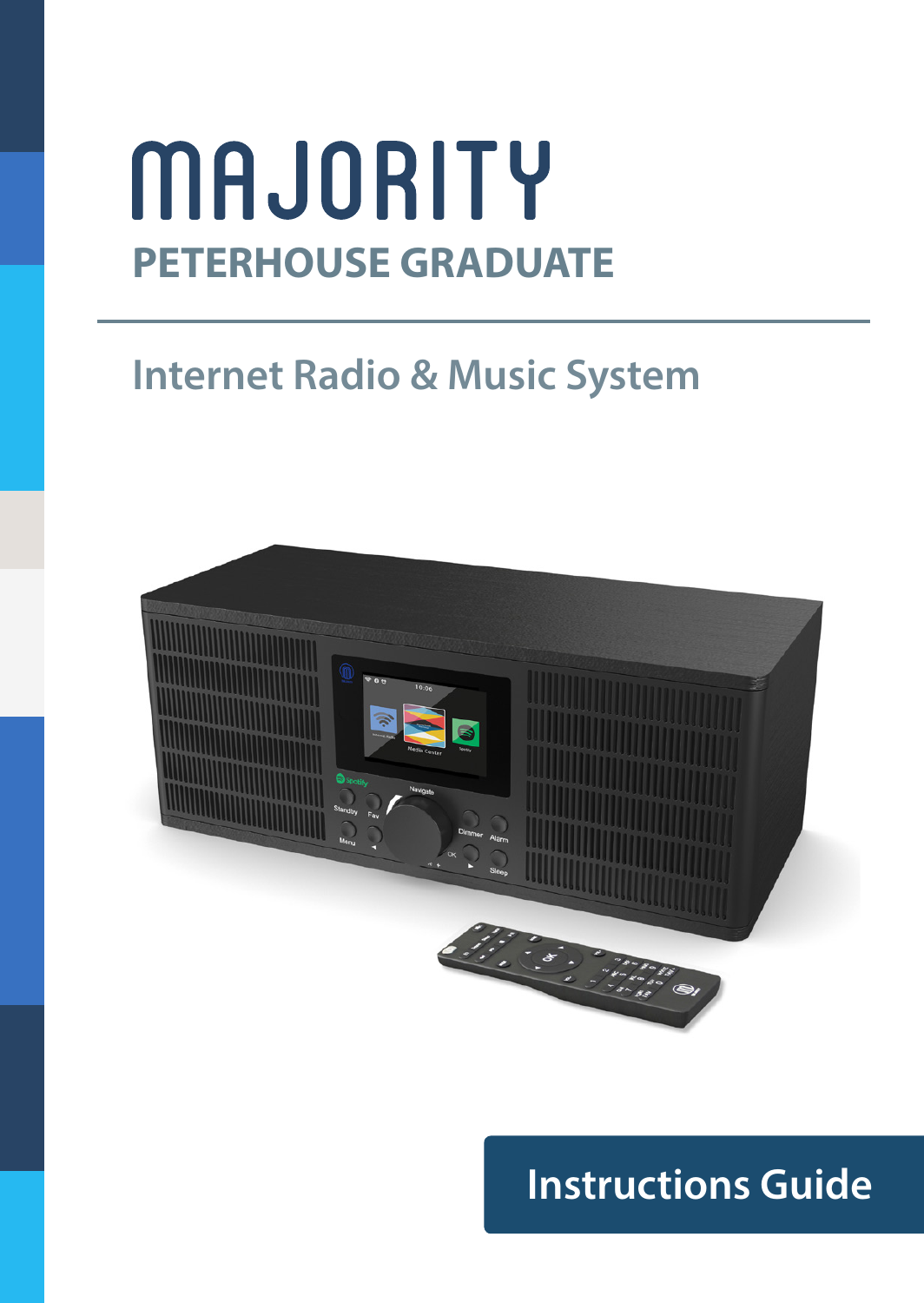# MAJORITY

## PETERHOUSE GRADUATE

## Internet Radio & Music System

**Instructions Guide**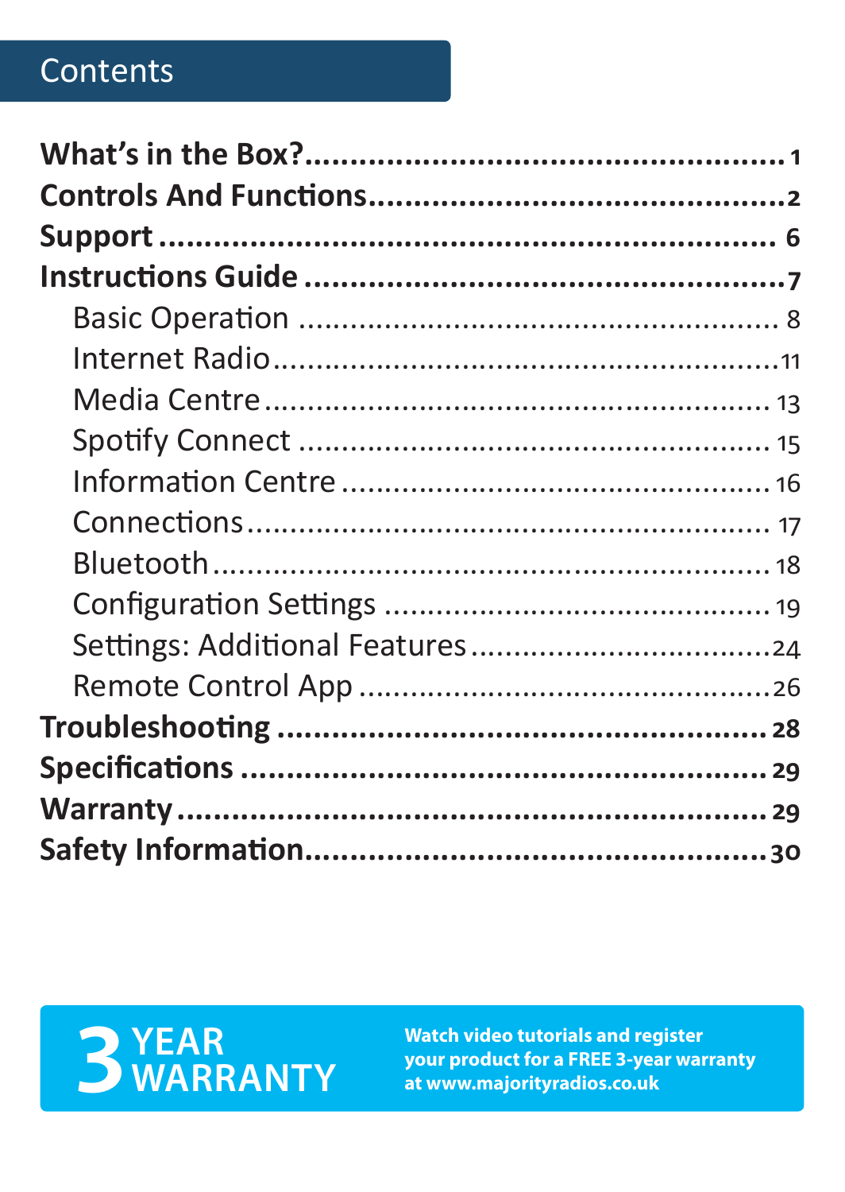# Contents

**What's in the Box?** .......... 1
**Controls And Functions** .......... 2
**Support** .......... 6
**Instructions Guide** .......... 7

- Basic Operation .......... 8
- Internet Radio .......... 11
- Media Centre .......... 13
- Spotify Connect .......... 15
- Information Centre .......... 16
- Connections .......... 17
- Bluetooth .......... 18
- Configuration Settings .......... 19
- Settings: Additional Features .......... 24
- Remote Control App .......... 26

**Troubleshooting** .......... 28
**Specifications** .......... 29
**Warranty** .......... 29
**Safety Information** .......... 30

**3 YEAR WARRANTY**

**Watch video tutorials and register your product for a FREE 3-year warranty at www.majorityradios.co.uk**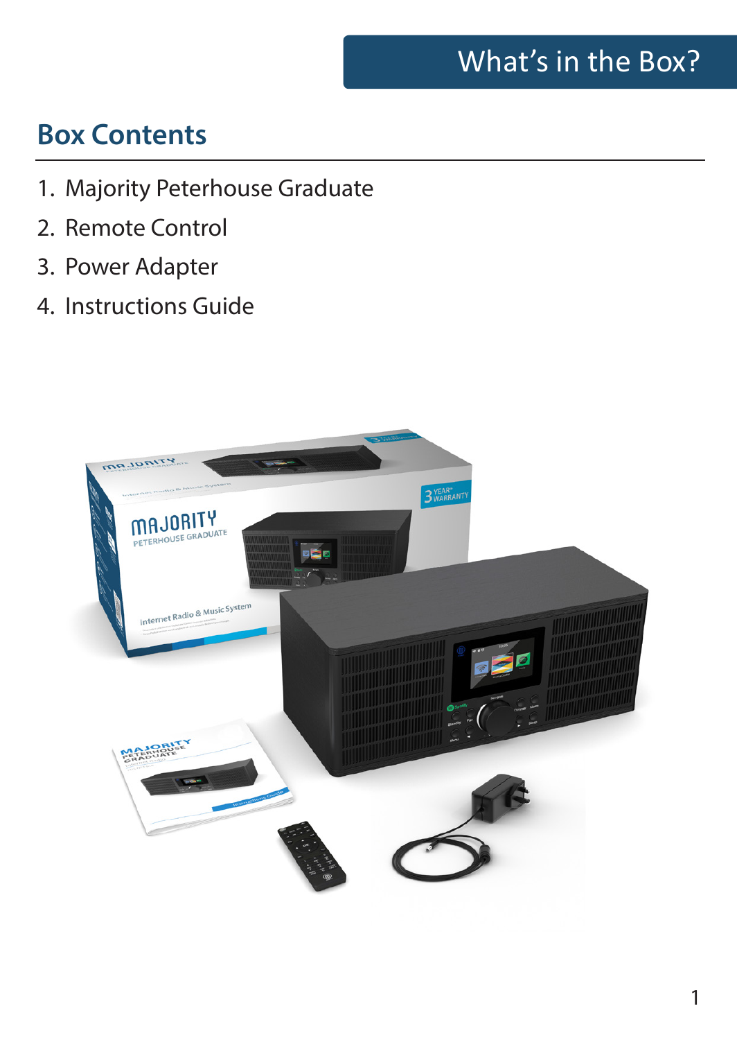# What's in the Box?

## Box Contents

1. Majority Peterhouse Graduate
2. Remote Control
3. Power Adapter
4. Instructions Guide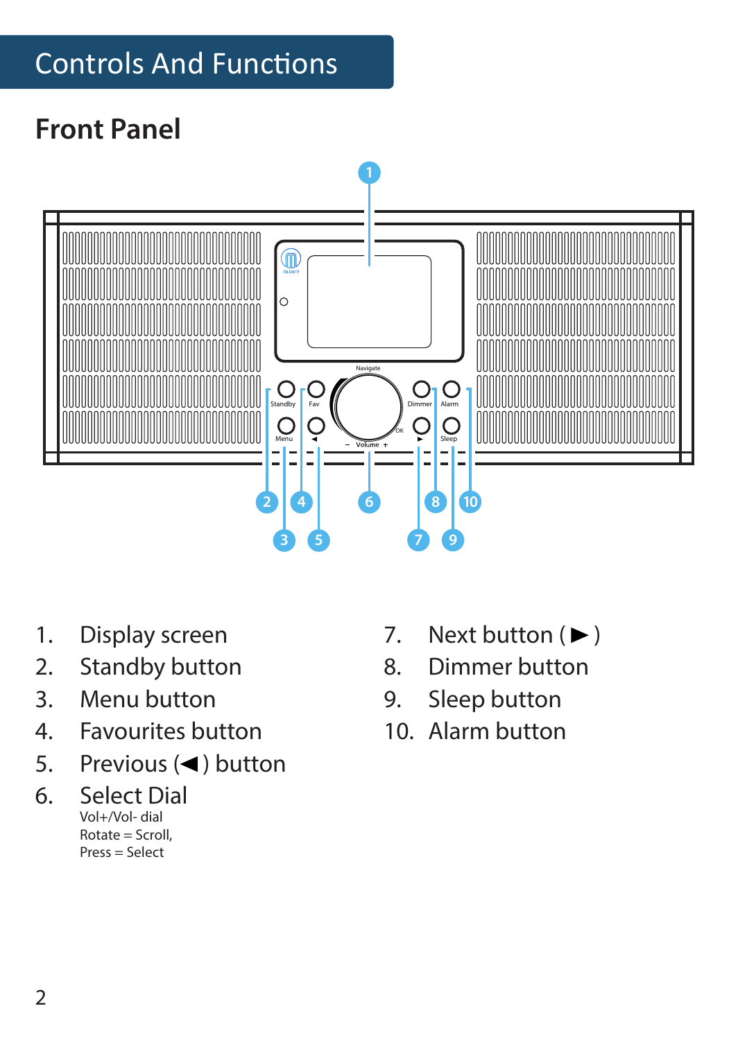# Controls And Functions

## Front Panel

1. Display screen
2. Standby button
3. Menu button
4. Favourites button
5. Previous (◄) button
6. Select Dial
   Vol+/Vol- dial
   Rotate = Scroll,
   Press = Select
7. Next button (►)
8. Dimmer button
9. Sleep button
10. Alarm button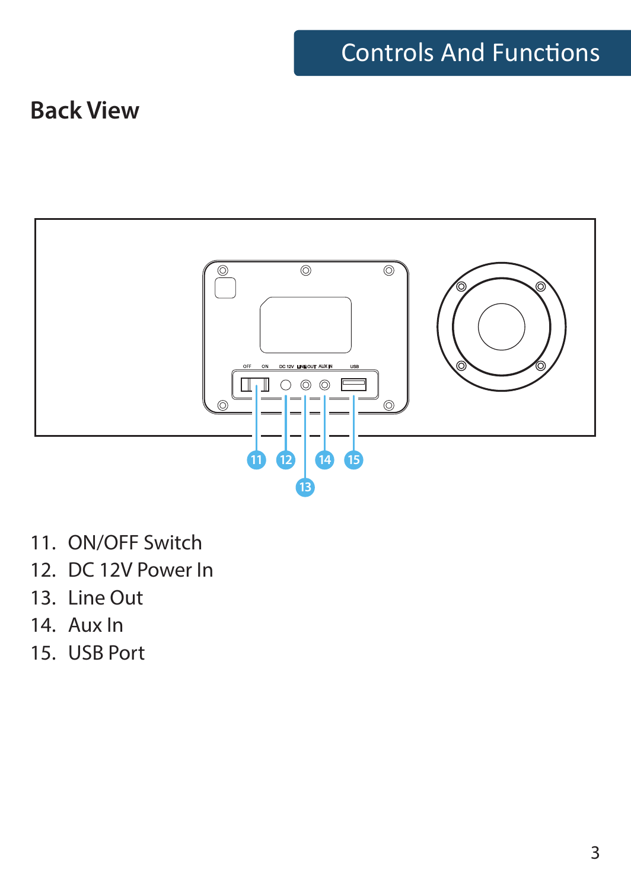## Controls And Functions

### Back View

11. ON/OFF Switch
12. DC 12V Power In
13. Line Out
14. Aux In
15. USB Port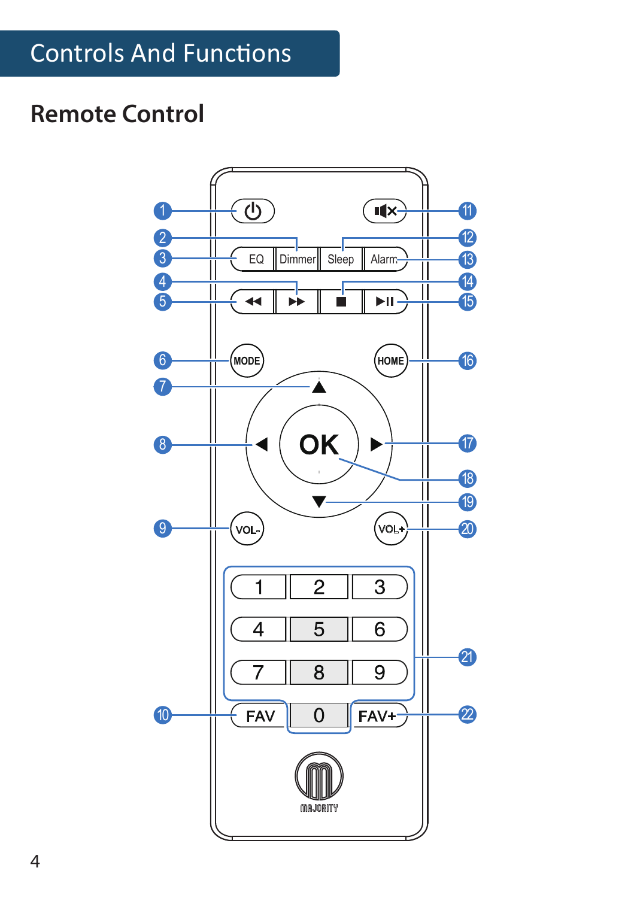# Controls And Functions

## Remote Control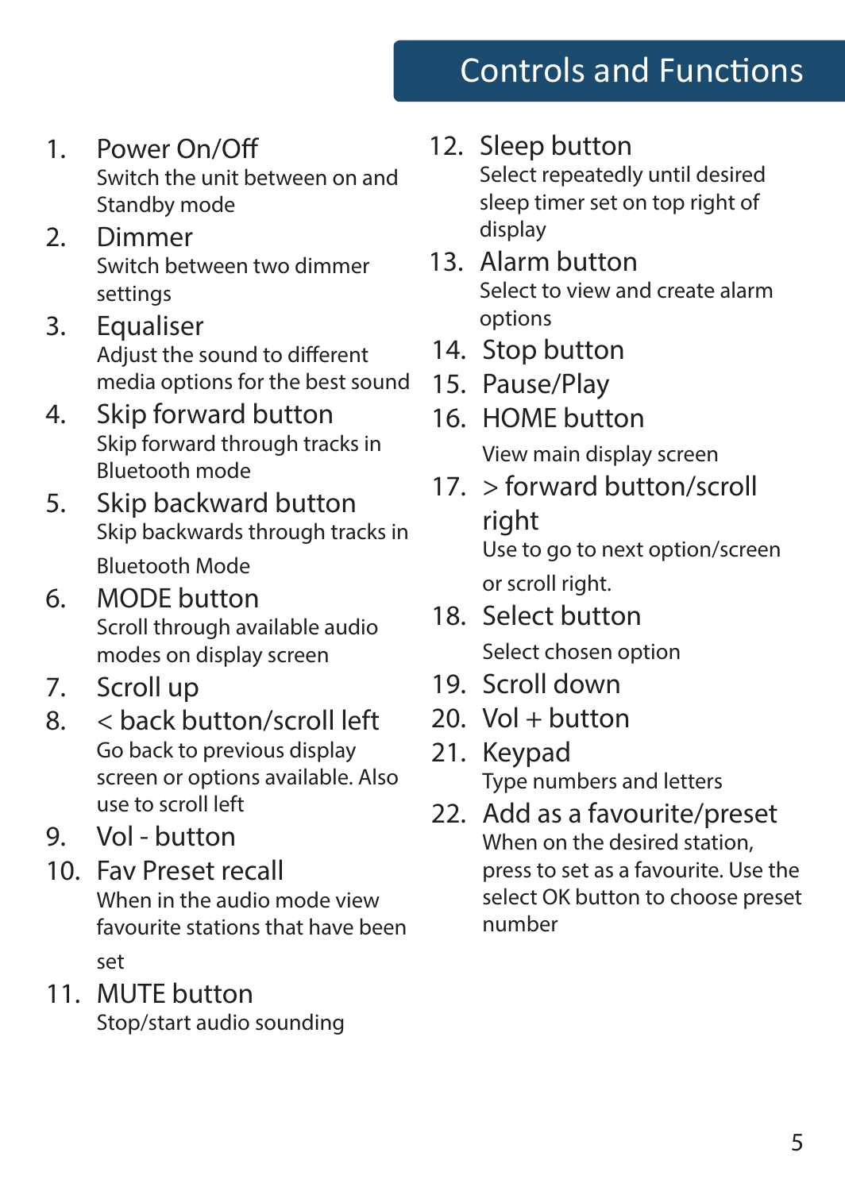# Controls and Functions

1. **Power On/Off**
   Switch the unit between on and Standby mode
2. **Dimmer**
   Switch between two dimmer settings
3. **Equaliser**
   Adjust the sound to different media options for the best sound
4. **Skip forward button**
   Skip forward through tracks in Bluetooth mode
5. **Skip backward button**
   Skip backwards through tracks in Bluetooth Mode
6. **MODE button**
   Scroll through available audio modes on display screen
7. **Scroll up**
8. **< back button/scroll left**
   Go back to previous display screen or options available. Also use to scroll left
9. **Vol - button**
10. **Fav Preset recall**
    When in the audio mode view favourite stations that have been set
11. **MUTE button**
    Stop/start audio sounding
12. **Sleep button**
    Select repeatedly until desired sleep timer set on top right of display
13. **Alarm button**
    Select to view and create alarm options
14. **Stop button**
15. **Pause/Play**
16. **HOME button**
    View main display screen
17. **> forward button/scroll right**
    Use to go to next option/screen or scroll right.
18. **Select button**
    Select chosen option
19. **Scroll down**
20. **Vol + button**
21. **Keypad**
    Type numbers and letters
22. **Add as a favourite/preset**
    When on the desired station, press to set as a favourite. Use the select OK button to choose preset number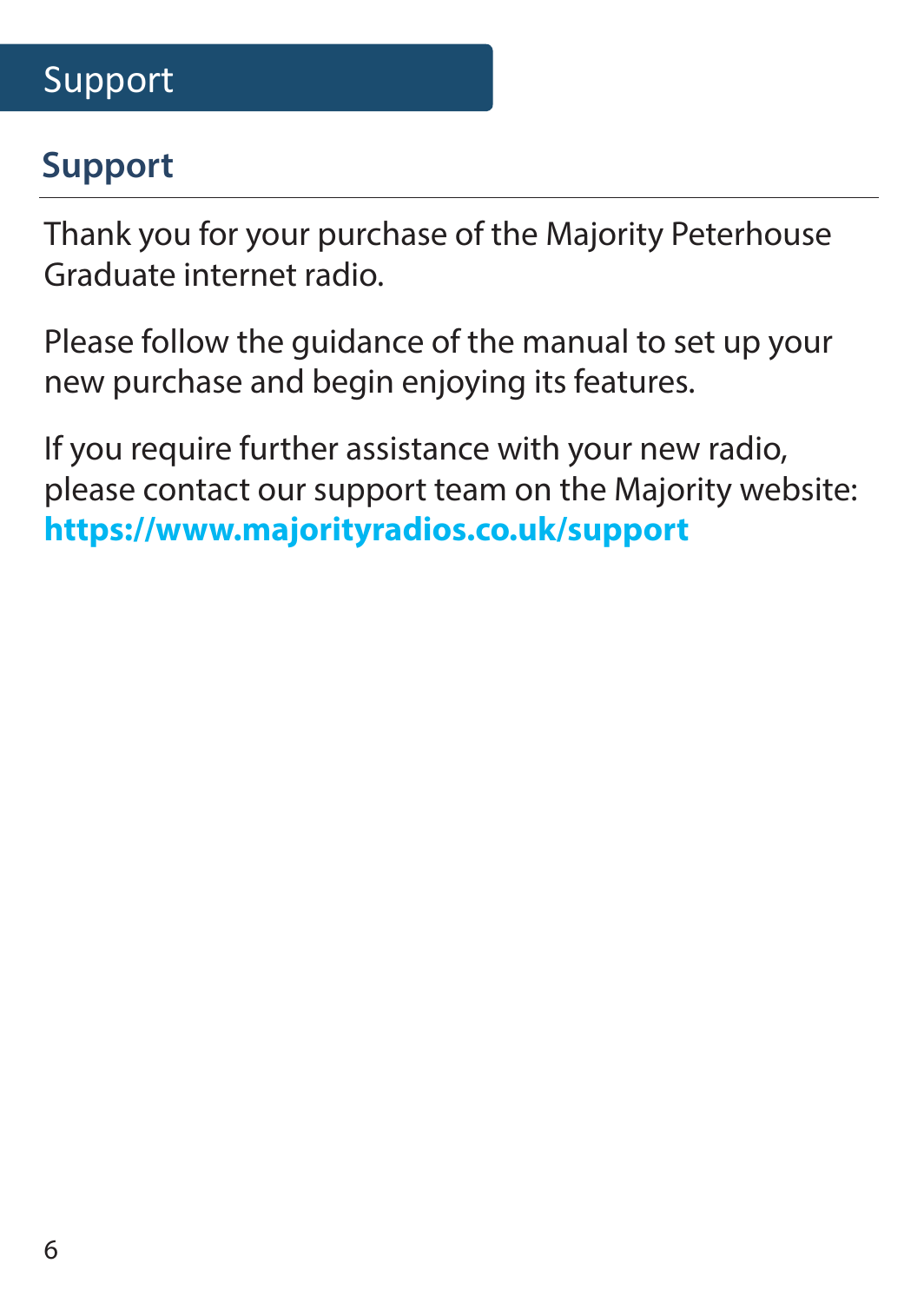# Support

## Support

Thank you for your purchase of the Majority Peterhouse Graduate internet radio.

Please follow the guidance of the manual to set up your new purchase and begin enjoying its features.

If you require further assistance with your new radio, please contact our support team on the Majority website: **https://www.majorityradios.co.uk/support**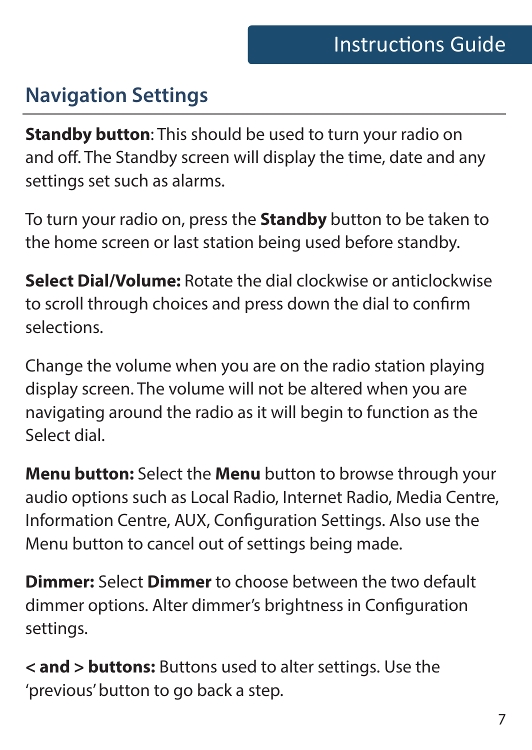## Navigation Settings

**Standby button**: This should be used to turn your radio on and off. The Standby screen will display the time, date and any settings set such as alarms.

To turn your radio on, press the **Standby** button to be taken to the home screen or last station being used before standby.

**Select Dial/Volume:** Rotate the dial clockwise or anticlockwise to scroll through choices and press down the dial to confirm selections.

Change the volume when you are on the radio station playing display screen. The volume will not be altered when you are navigating around the radio as it will begin to function as the Select dial.

**Menu button:** Select the **Menu** button to browse through your audio options such as Local Radio, Internet Radio, Media Centre, Information Centre, AUX, Configuration Settings. Also use the Menu button to cancel out of settings being made.

**Dimmer:** Select **Dimmer** to choose between the two default dimmer options. Alter dimmer's brightness in Configuration settings.

**< and > buttons:** Buttons used to alter settings. Use the 'previous' button to go back a step.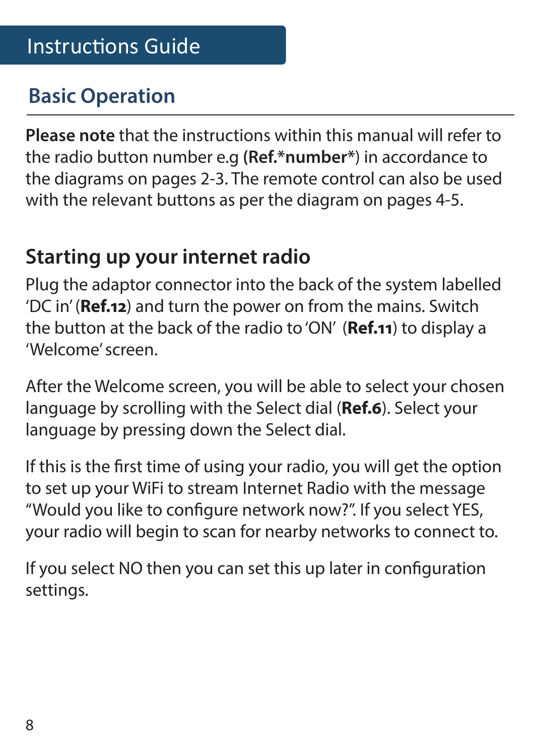# Instructions Guide

## Basic Operation

**Please note** that the instructions within this manual will refer to the radio button number e.g **(Ref.*number*)** in accordance to the diagrams on pages 2-3. The remote control can also be used with the relevant buttons as per the diagram on pages 4-5.

### Starting up your internet radio

Plug the adaptor connector into the back of the system labelled 'DC in' (**Ref.12**) and turn the power on from the mains. Switch the button at the back of the radio to 'ON' (**Ref.11**) to display a 'Welcome' screen.

After the Welcome screen, you will be able to select your chosen language by scrolling with the Select dial (**Ref.6**). Select your language by pressing down the Select dial.

If this is the first time of using your radio, you will get the option to set up your WiFi to stream Internet Radio with the message "Would you like to configure network now?". If you select YES, your radio will begin to scan for nearby networks to connect to.

If you select NO then you can set this up later in configuration settings.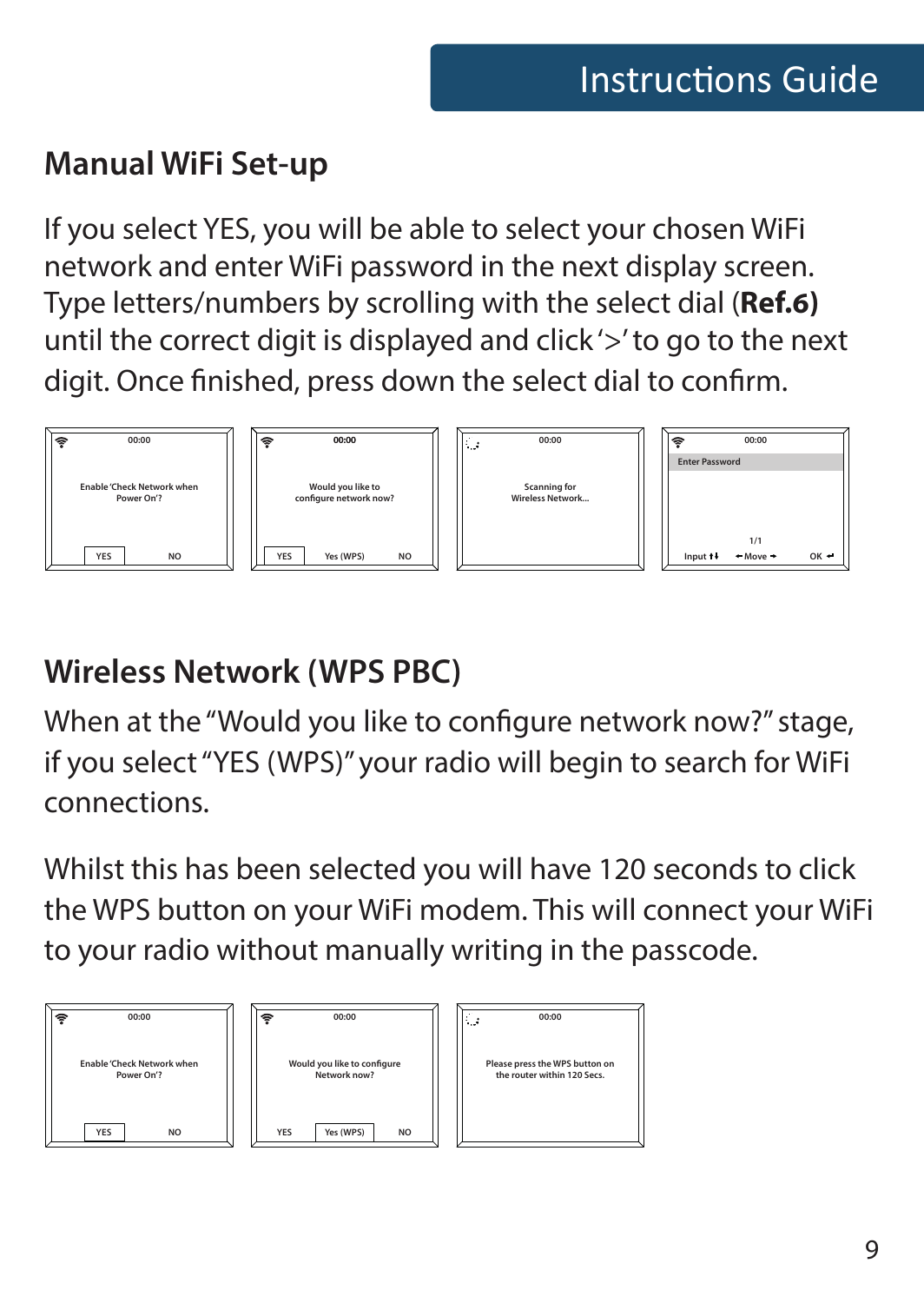## Manual WiFi Set-up

If you select YES, you will be able to select your chosen WiFi network and enter WiFi password in the next display screen. Type letters/numbers by scrolling with the select dial (**Ref.6**) until the correct digit is displayed and click '>' to go to the next digit. Once finished, press down the select dial to confirm.

00:00
Enable 'Check Network when Power On'?
YES NO

00:00
Would you like to configure network now?
YES Yes (WPS) NO

00:00
Scanning for Wireless Network...

00:00
Enter Password
1/1
Input ↑↓ ←Move→ OK ↵

## Wireless Network (WPS PBC)

When at the "Would you like to configure network now?" stage, if you select "YES (WPS)" your radio will begin to search for WiFi connections.

Whilst this has been selected you will have 120 seconds to click the WPS button on your WiFi modem. This will connect your WiFi to your radio without manually writing in the passcode.

00:00
Enable 'Check Network when Power On'?
YES NO

00:00
Would you like to configure Network now?
YES Yes (WPS) NO

00:00
Please press the WPS button on the router within 120 Secs.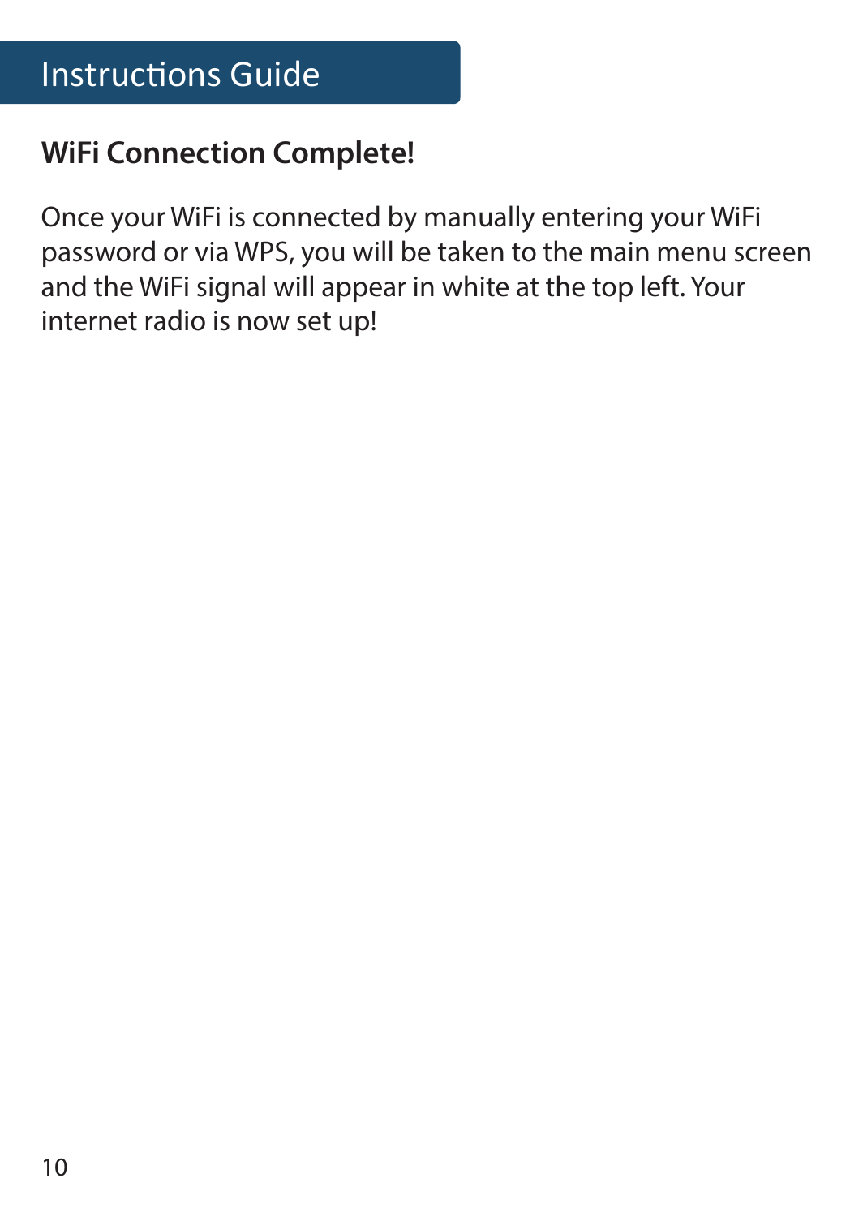# Instructions Guide

## WiFi Connection Complete!

Once your WiFi is connected by manually entering your WiFi password or via WPS, you will be taken to the main menu screen and the WiFi signal will appear in white at the top left. Your internet radio is now set up!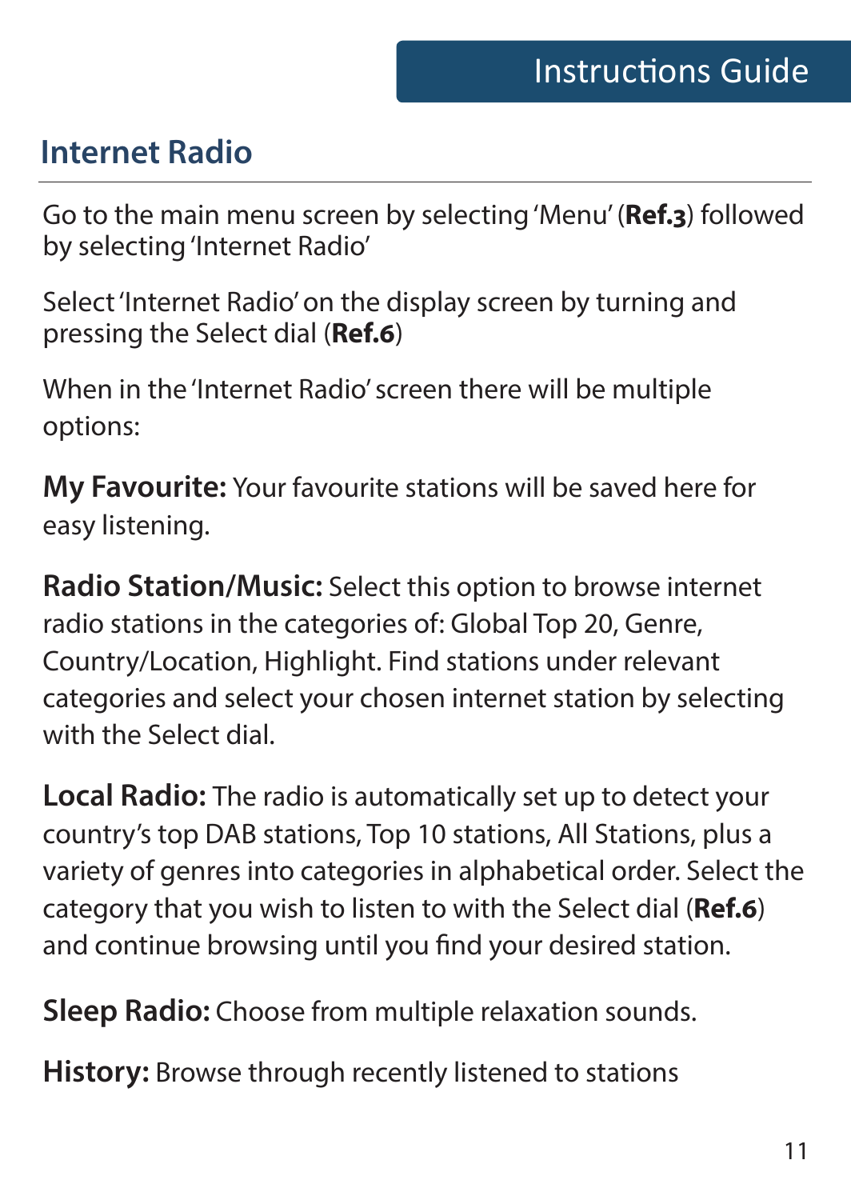## Internet Radio

Go to the main menu screen by selecting 'Menu' (**Ref.3**) followed by selecting 'Internet Radio'

Select 'Internet Radio' on the display screen by turning and pressing the Select dial (**Ref.6**)

When in the 'Internet Radio' screen there will be multiple options:

**My Favourite:** Your favourite stations will be saved here for easy listening.

**Radio Station/Music:** Select this option to browse internet radio stations in the categories of: Global Top 20, Genre, Country/Location, Highlight. Find stations under relevant categories and select your chosen internet station by selecting with the Select dial.

**Local Radio:** The radio is automatically set up to detect your country's top DAB stations, Top 10 stations, All Stations, plus a variety of genres into categories in alphabetical order. Select the category that you wish to listen to with the Select dial (**Ref.6**) and continue browsing until you find your desired station.

**Sleep Radio:** Choose from multiple relaxation sounds.

**History:** Browse through recently listened to stations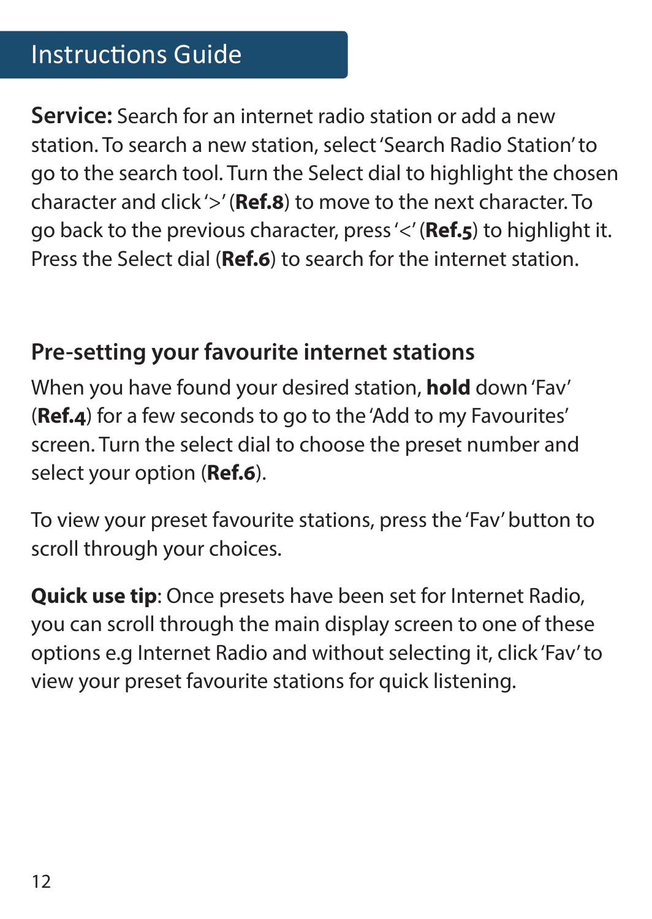**Service:** Search for an internet radio station or add a new station. To search a new station, select 'Search Radio Station' to go to the search tool. Turn the Select dial to highlight the chosen character and click '>' (**Ref.8**) to move to the next character. To go back to the previous character, press '<' (**Ref.5**) to highlight it. Press the Select dial (**Ref.6**) to search for the internet station.

## Pre-setting your favourite internet stations

When you have found your desired station, **hold** down 'Fav' (**Ref.4**) for a few seconds to go to the 'Add to my Favourites' screen. Turn the select dial to choose the preset number and select your option (**Ref.6**).

To view your preset favourite stations, press the 'Fav' button to scroll through your choices.

**Quick use tip**: Once presets have been set for Internet Radio, you can scroll through the main display screen to one of these options e.g Internet Radio and without selecting it, click 'Fav' to view your preset favourite stations for quick listening.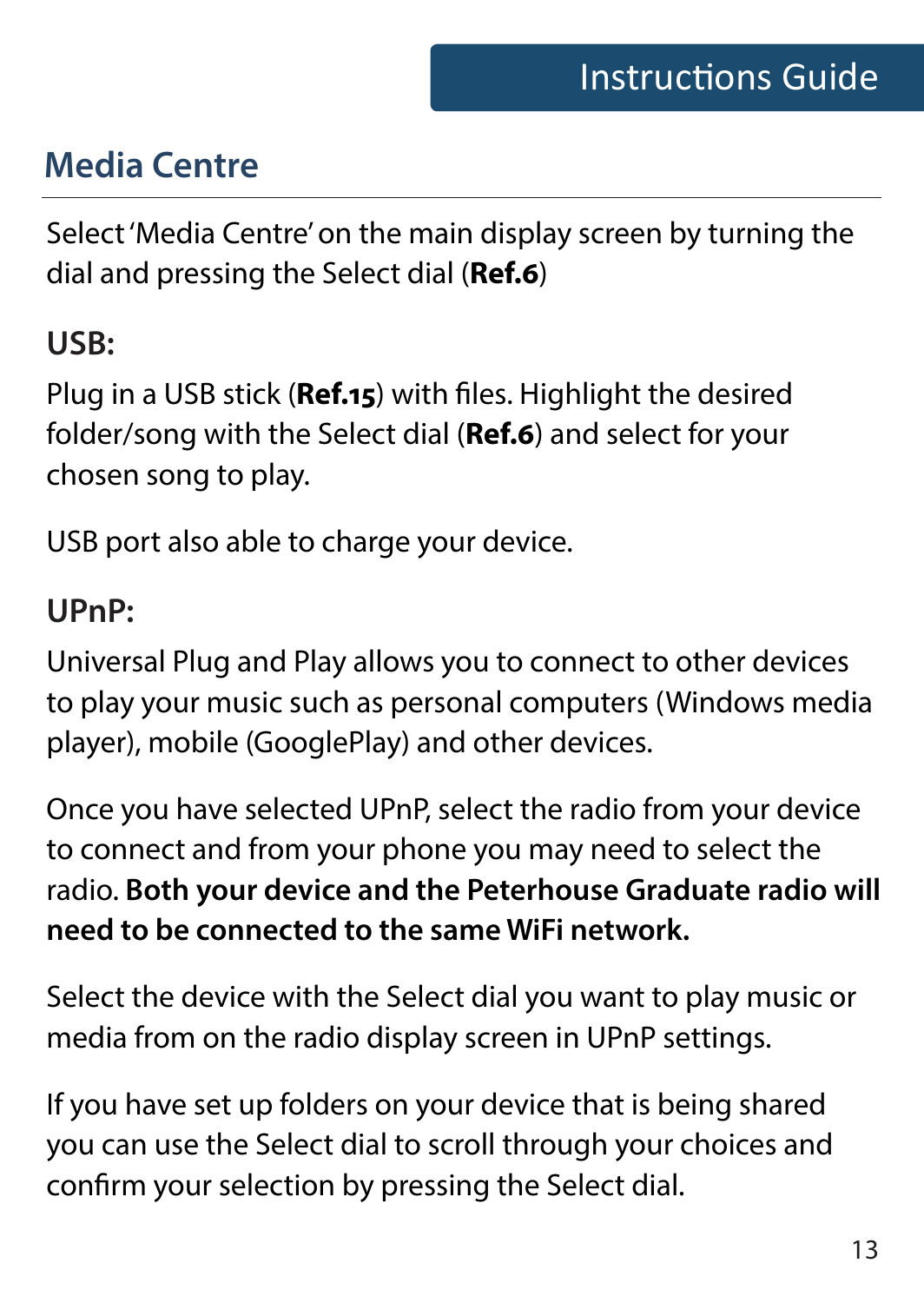## Media Centre

Select 'Media Centre' on the main display screen by turning the dial and pressing the Select dial (**Ref.6**)

### USB:

Plug in a USB stick (**Ref.15**) with files. Highlight the desired folder/song with the Select dial (**Ref.6**) and select for your chosen song to play.

USB port also able to charge your device.

### UPnP:

Universal Plug and Play allows you to connect to other devices to play your music such as personal computers (Windows media player), mobile (GooglePlay) and other devices.

Once you have selected UPnP, select the radio from your device to connect and from your phone you may need to select the radio. **Both your device and the Peterhouse Graduate radio will need to be connected to the same WiFi network.**

Select the device with the Select dial you want to play music or media from on the radio display screen in UPnP settings.

If you have set up folders on your device that is being shared you can use the Select dial to scroll through your choices and confirm your selection by pressing the Select dial.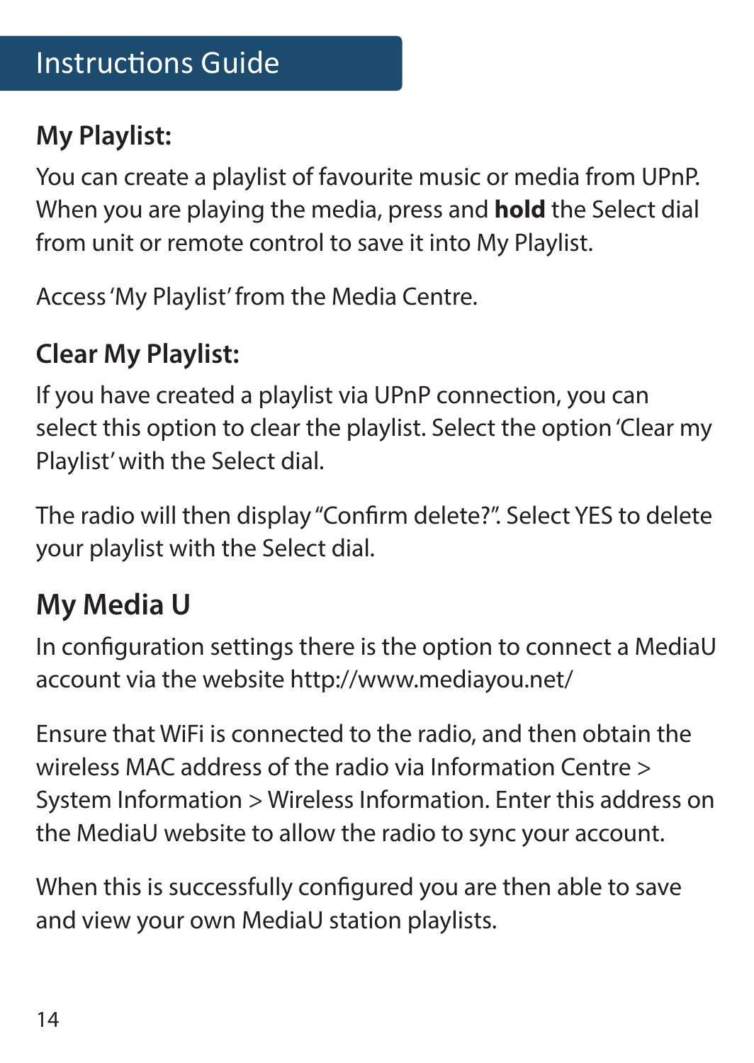# Instructions Guide

### My Playlist:

You can create a playlist of favourite music or media from UPnP. When you are playing the media, press and **hold** the Select dial from unit or remote control to save it into My Playlist.

Access 'My Playlist' from the Media Centre.

### Clear My Playlist:

If you have created a playlist via UPnP connection, you can select this option to clear the playlist. Select the option 'Clear my Playlist' with the Select dial.

The radio will then display "Confirm delete?". Select YES to delete your playlist with the Select dial.

## My Media U

In configuration settings there is the option to connect a MediaU account via the website http://www.mediayou.net/

Ensure that WiFi is connected to the radio, and then obtain the wireless MAC address of the radio via Information Centre > System Information > Wireless Information. Enter this address on the MediaU website to allow the radio to sync your account.

When this is successfully configured you are then able to save and view your own MediaU station playlists.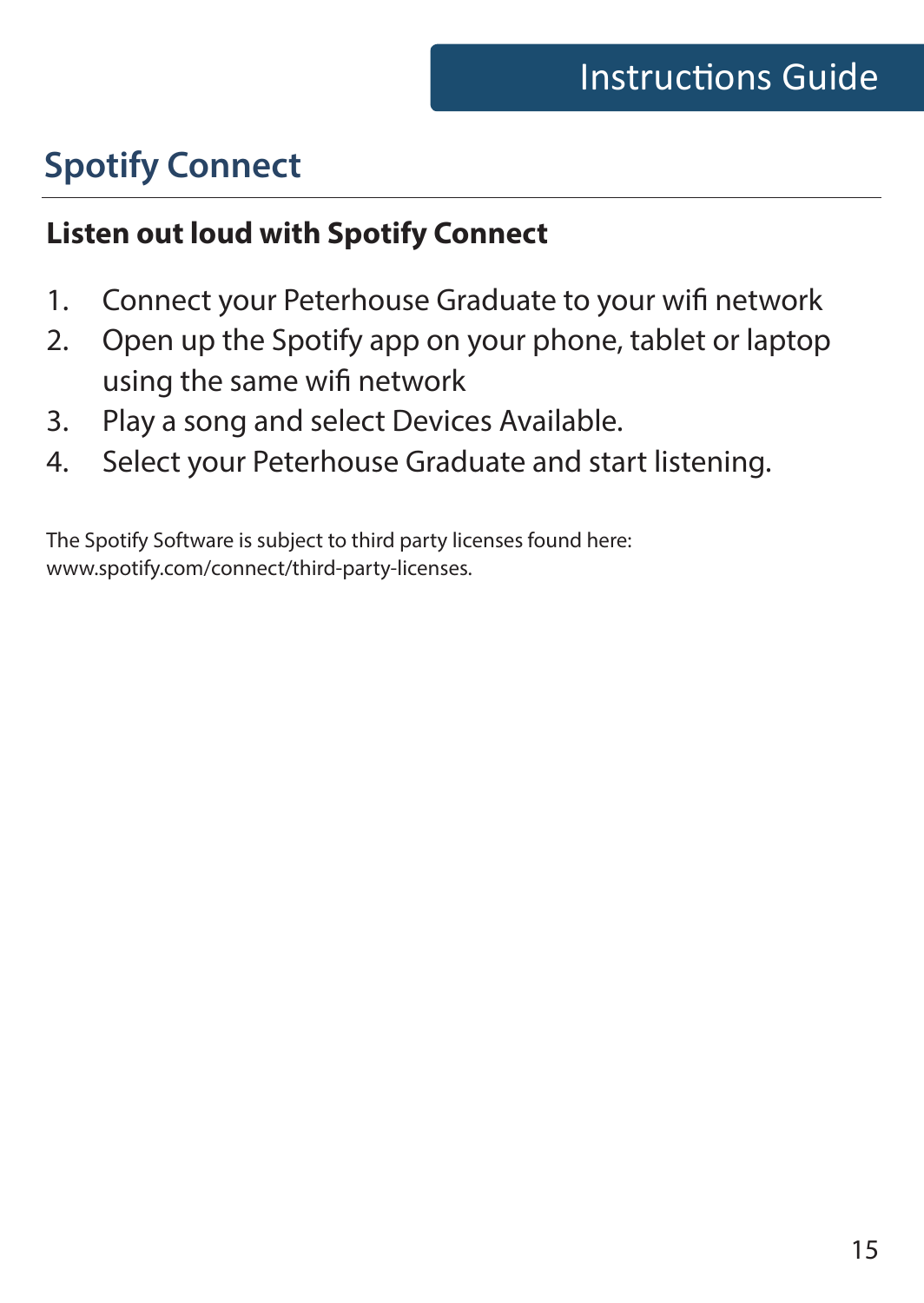## Spotify Connect

### Listen out loud with Spotify Connect

1. Connect your Peterhouse Graduate to your wifi network
2. Open up the Spotify app on your phone, tablet or laptop using the same wifi network
3. Play a song and select Devices Available.
4. Select your Peterhouse Graduate and start listening.

The Spotify Software is subject to third party licenses found here: www.spotify.com/connect/third-party-licenses.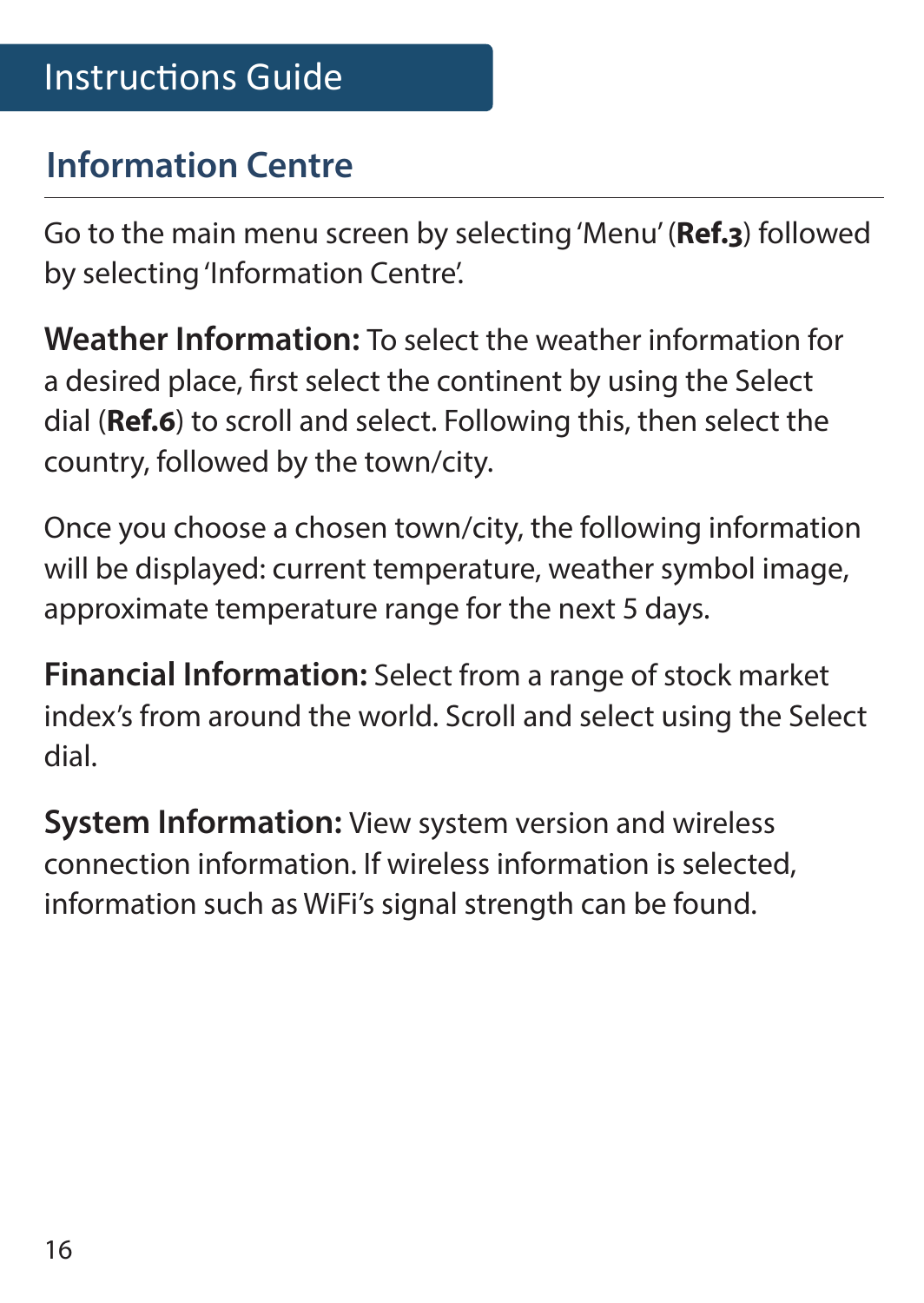# Instructions Guide

## Information Centre

Go to the main menu screen by selecting 'Menu' (**Ref.3**) followed by selecting 'Information Centre'.

**Weather Information:** To select the weather information for a desired place, first select the continent by using the Select dial (**Ref.6**) to scroll and select. Following this, then select the country, followed by the town/city.

Once you choose a chosen town/city, the following information will be displayed: current temperature, weather symbol image, approximate temperature range for the next 5 days.

**Financial Information:** Select from a range of stock market index's from around the world. Scroll and select using the Select dial.

**System Information:** View system version and wireless connection information. If wireless information is selected, information such as WiFi's signal strength can be found.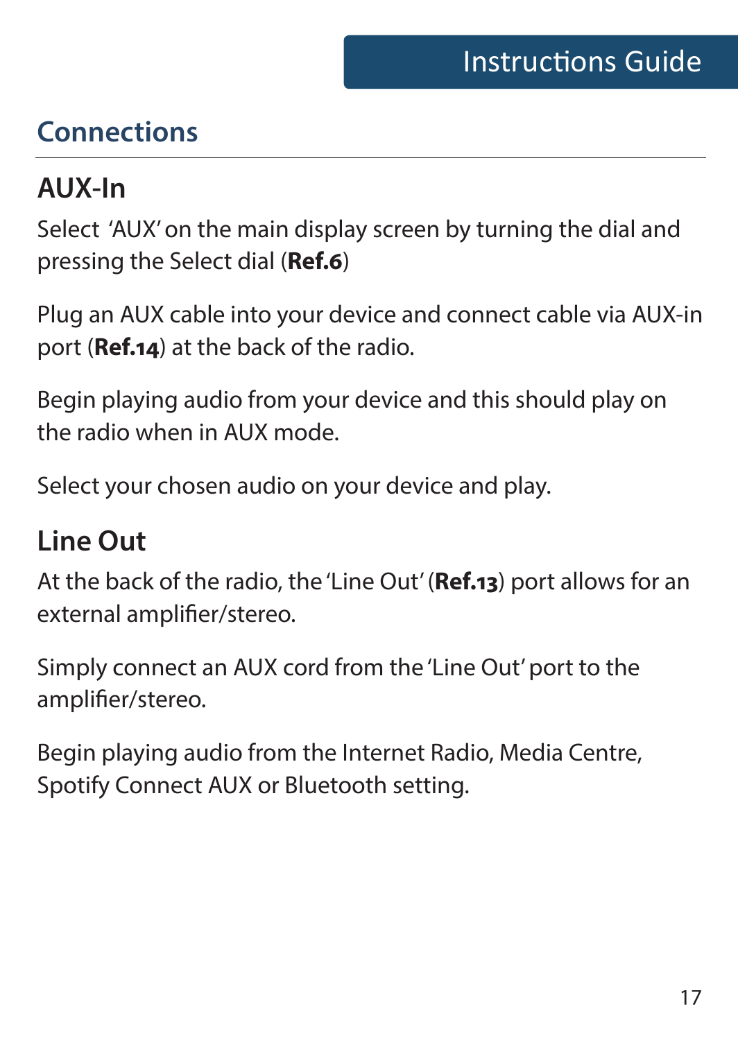## Connections

### AUX-In

Select 'AUX' on the main display screen by turning the dial and pressing the Select dial (**Ref.6**)

Plug an AUX cable into your device and connect cable via AUX-in port (**Ref.14**) at the back of the radio.

Begin playing audio from your device and this should play on the radio when in AUX mode.

Select your chosen audio on your device and play.

### Line Out

At the back of the radio, the 'Line Out' (**Ref.13**) port allows for an external amplifier/stereo.

Simply connect an AUX cord from the 'Line Out' port to the amplifier/stereo.

Begin playing audio from the Internet Radio, Media Centre, Spotify Connect AUX or Bluetooth setting.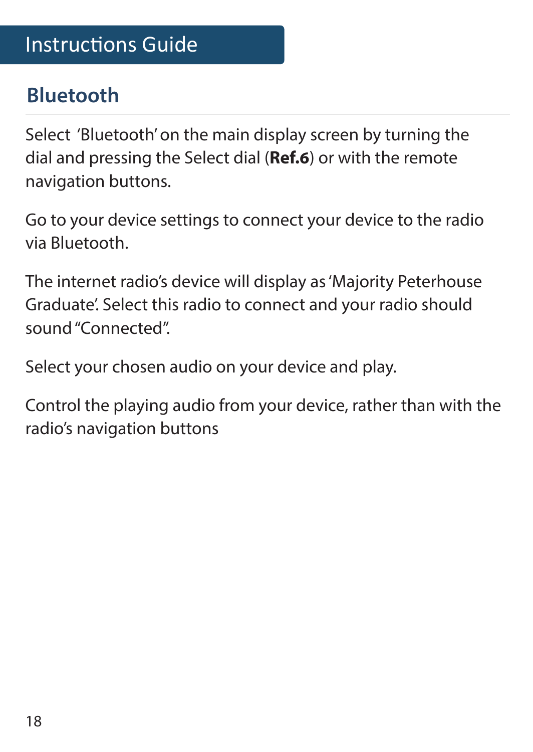# Instructions Guide

## Bluetooth

Select 'Bluetooth' on the main display screen by turning the dial and pressing the Select dial (**Ref.6**) or with the remote navigation buttons.

Go to your device settings to connect your device to the radio via Bluetooth.

The internet radio's device will display as 'Majority Peterhouse Graduate'. Select this radio to connect and your radio should sound "Connected".

Select your chosen audio on your device and play.

Control the playing audio from your device, rather than with the radio's navigation buttons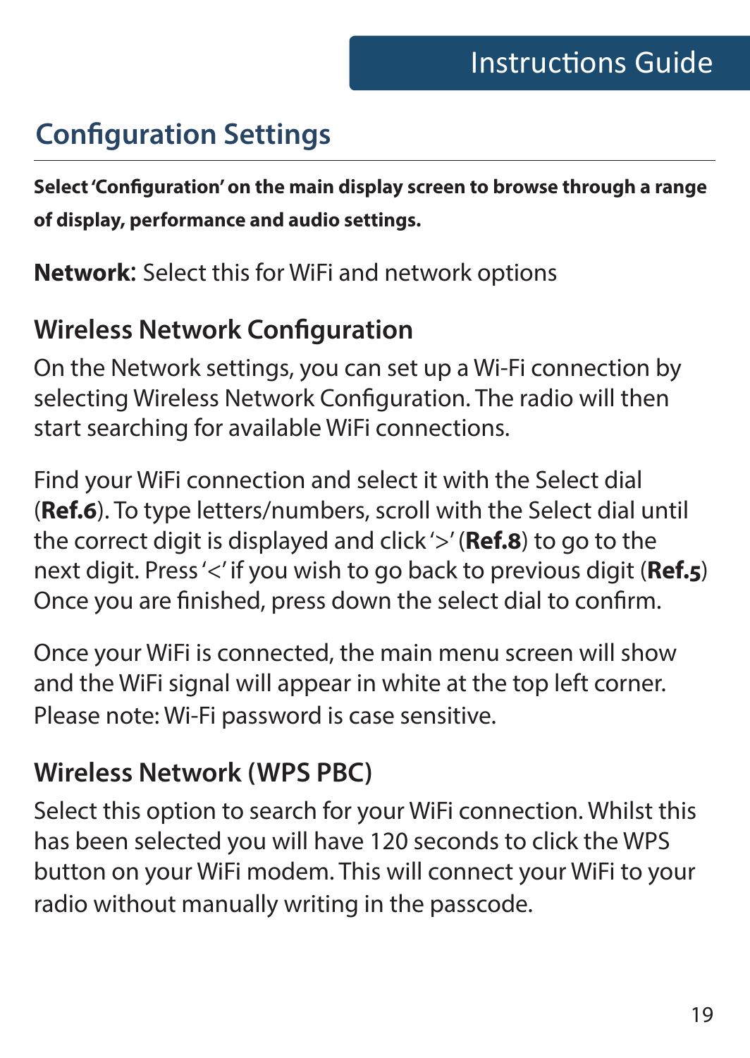## Configuration Settings

**Select 'Configuration' on the main display screen to browse through a range of display, performance and audio settings.**

**Network**: Select this for WiFi and network options

### Wireless Network Configuration

On the Network settings, you can set up a Wi-Fi connection by selecting Wireless Network Configuration. The radio will then start searching for available WiFi connections.

Find your WiFi connection and select it with the Select dial (**Ref.6**). To type letters/numbers, scroll with the Select dial until the correct digit is displayed and click '>' (**Ref.8**) to go to the next digit. Press '<' if you wish to go back to previous digit (**Ref.5**) Once you are finished, press down the select dial to confirm.

Once your WiFi is connected, the main menu screen will show and the WiFi signal will appear in white at the top left corner. Please note: Wi-Fi password is case sensitive.

### Wireless Network (WPS PBC)

Select this option to search for your WiFi connection. Whilst this has been selected you will have 120 seconds to click the WPS button on your WiFi modem. This will connect your WiFi to your radio without manually writing in the passcode.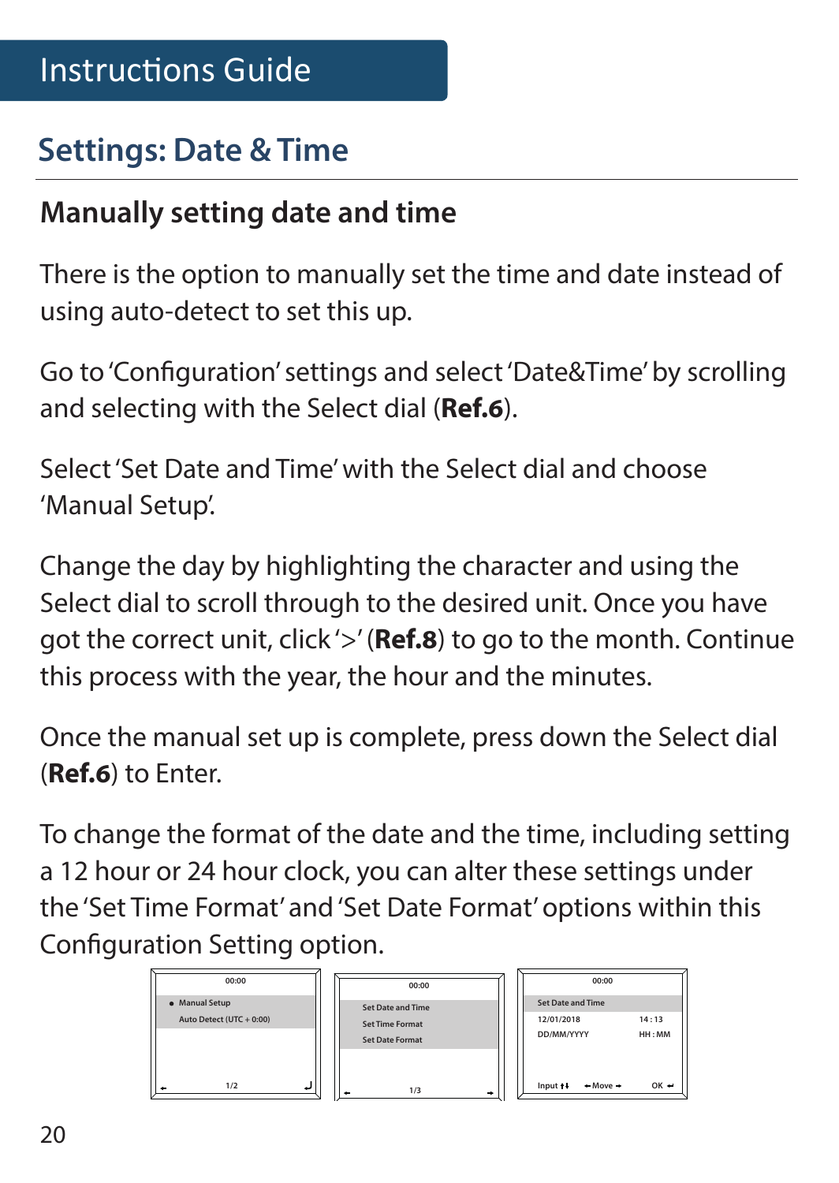# Settings: Date & Time

## Manually setting date and time

There is the option to manually set the time and date instead of using auto-detect to set this up.

Go to 'Configuration' settings and select 'Date&Time' by scrolling and selecting with the Select dial (**Ref.6**).

Select 'Set Date and Time' with the Select dial and choose 'Manual Setup'.

Change the day by highlighting the character and using the Select dial to scroll through to the desired unit. Once you have got the correct unit, click '>' (**Ref.8**) to go to the month. Continue this process with the year, the hour and the minutes.

Once the manual set up is complete, press down the Select dial (**Ref.6**) to Enter.

To change the format of the date and the time, including setting a 12 hour or 24 hour clock, you can alter these settings under the 'Set Time Format' and 'Set Date Format' options within this Configuration Setting option.

00:00
- Manual Setup
Auto Detect (UTC + 0:00)
1/2

00:00
Set Date and Time
Set Time Format
Set Date Format
1/3

00:00
Set Date and Time
12/01/2018 14 : 13
DD/MM/YYYY HH : MM
Input ↑↓ ←Move→ OK ↵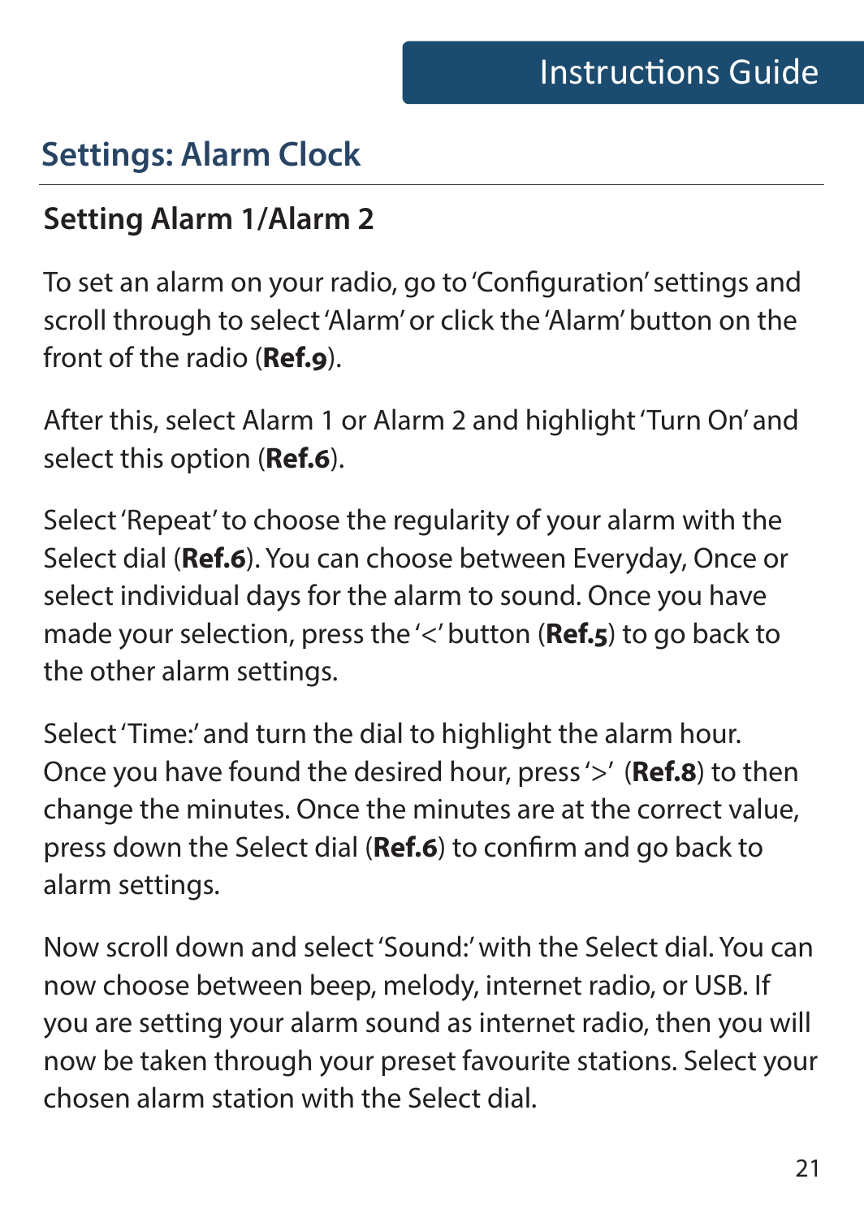# Settings: Alarm Clock

## Setting Alarm 1/Alarm 2

To set an alarm on your radio, go to 'Configuration' settings and scroll through to select 'Alarm' or click the 'Alarm' button on the front of the radio (**Ref.9**).

After this, select Alarm 1 or Alarm 2 and highlight 'Turn On' and select this option (**Ref.6**).

Select 'Repeat' to choose the regularity of your alarm with the Select dial (**Ref.6**). You can choose between Everyday, Once or select individual days for the alarm to sound. Once you have made your selection, press the '<' button (**Ref.5**) to go back to the other alarm settings.

Select 'Time:' and turn the dial to highlight the alarm hour. Once you have found the desired hour, press '>' (**Ref.8**) to then change the minutes. Once the minutes are at the correct value, press down the Select dial (**Ref.6**) to confirm and go back to alarm settings.

Now scroll down and select 'Sound:' with the Select dial. You can now choose between beep, melody, internet radio, or USB. If you are setting your alarm sound as internet radio, then you will now be taken through your preset favourite stations. Select your chosen alarm station with the Select dial.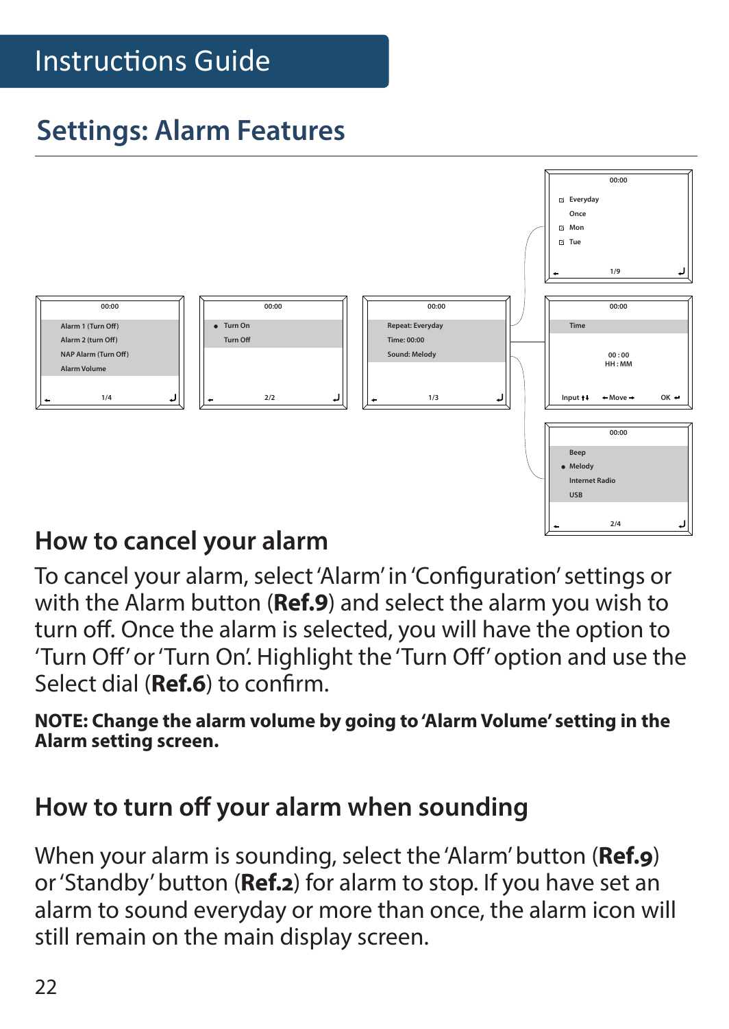## Settings: Alarm Features

| 00:00 |
| --- |
| Alarm 1 (Turn Off) |
| Alarm 2 (turn Off) |
| NAP Alarm (Turn Off) |
| Alarm Volume |
| 1/4 |

| 00:00 |
| --- |
| ● Turn On |
| Turn Off |
| 2/2 |

| 00:00 |
| --- |
| Repeat: Everyday |
| Time: 00:00 |
| Sound: Melody |
| 1/3 |

| 00:00 |
| --- |
| Everyday |
| Once |
| Mon |
| Tue |
| 1/9 |

| 00:00 |
| --- |
| Time |
| 00 : 00 HH : MM |
| Input ↑↓ ← Move → OK |

| 00:00 |
| --- |
| Beep |
| ● Melody |
| Internet Radio |
| USB |
| 2/4 |

### How to cancel your alarm

To cancel your alarm, select 'Alarm' in 'Configuration' settings or with the Alarm button (**Ref.9**) and select the alarm you wish to turn off. Once the alarm is selected, you will have the option to 'Turn Off' or 'Turn On'. Highlight the 'Turn Off' option and use the Select dial (**Ref.6**) to confirm.

**NOTE: Change the alarm volume by going to 'Alarm Volume' setting in the Alarm setting screen.**

### How to turn off your alarm when sounding

When your alarm is sounding, select the 'Alarm' button (**Ref.9**) or 'Standby' button (**Ref.2**) for alarm to stop. If you have set an alarm to sound everyday or more than once, the alarm icon will still remain on the main display screen.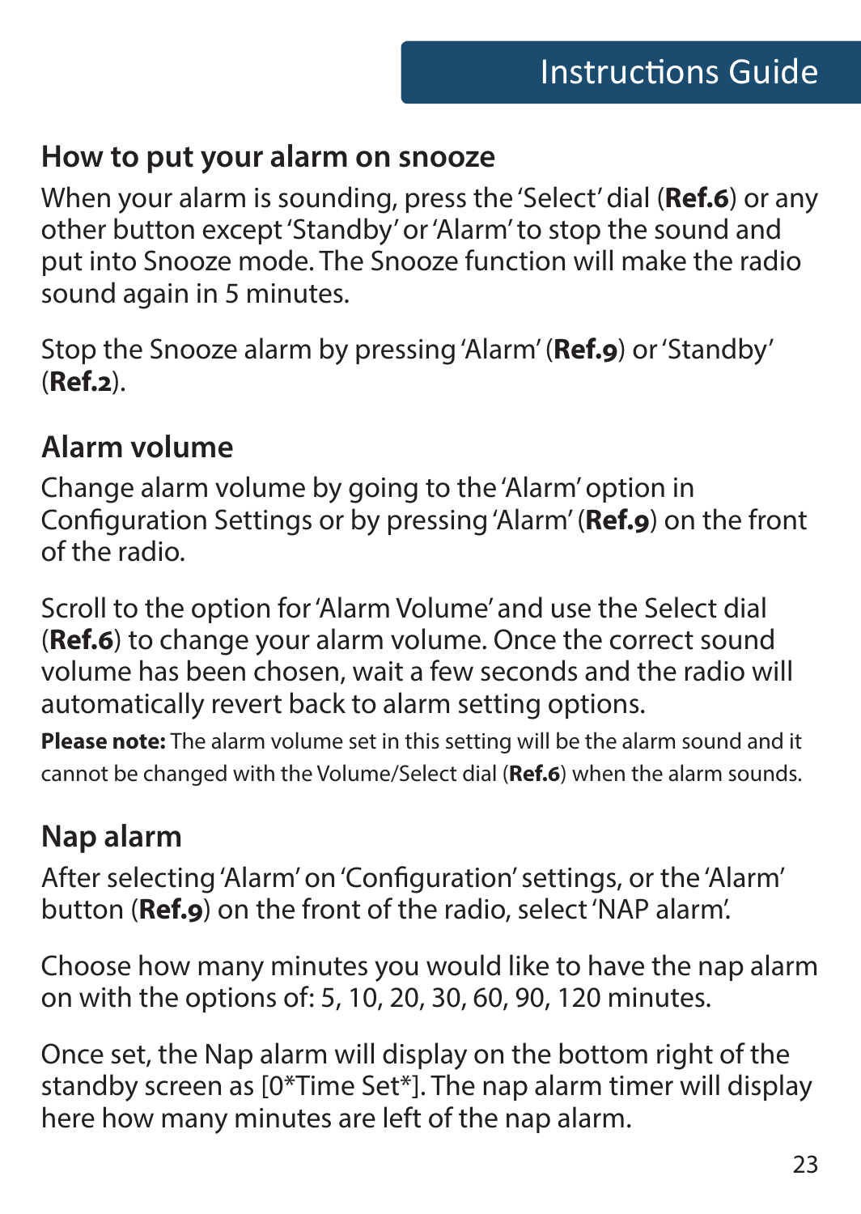## How to put your alarm on snooze

When your alarm is sounding, press the 'Select' dial (**Ref.6**) or any other button except 'Standby' or 'Alarm' to stop the sound and put into Snooze mode. The Snooze function will make the radio sound again in 5 minutes.

Stop the Snooze alarm by pressing 'Alarm' (**Ref.9**) or 'Standby' (**Ref.2**).

## Alarm volume

Change alarm volume by going to the 'Alarm' option in Configuration Settings or by pressing 'Alarm' (**Ref.9**) on the front of the radio.

Scroll to the option for 'Alarm Volume' and use the Select dial (**Ref.6**) to change your alarm volume. Once the correct sound volume has been chosen, wait a few seconds and the radio will automatically revert back to alarm setting options.

**Please note:** The alarm volume set in this setting will be the alarm sound and it cannot be changed with the Volume/Select dial (**Ref.6**) when the alarm sounds.

## Nap alarm

After selecting 'Alarm' on 'Configuration' settings, or the 'Alarm' button (**Ref.9**) on the front of the radio, select 'NAP alarm'.

Choose how many minutes you would like to have the nap alarm on with the options of: 5, 10, 20, 30, 60, 90, 120 minutes.

Once set, the Nap alarm will display on the bottom right of the standby screen as [0*Time Set*]. The nap alarm timer will display here how many minutes are left of the nap alarm.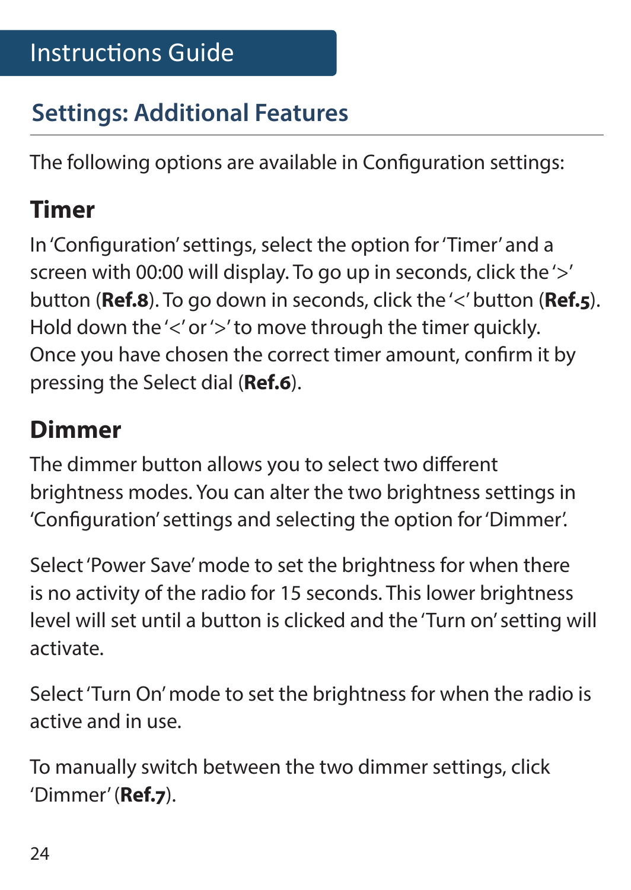Instructions Guide

## Settings: Additional Features

The following options are available in Configuration settings:

### Timer

In 'Configuration' settings, select the option for 'Timer' and a screen with 00:00 will display. To go up in seconds, click the '>' button (**Ref.8**). To go down in seconds, click the '<' button (**Ref.5**). Hold down the '<' or '>' to move through the timer quickly. Once you have chosen the correct timer amount, confirm it by pressing the Select dial (**Ref.6**).

### Dimmer

The dimmer button allows you to select two different brightness modes. You can alter the two brightness settings in 'Configuration' settings and selecting the option for 'Dimmer'.

Select 'Power Save' mode to set the brightness for when there is no activity of the radio for 15 seconds. This lower brightness level will set until a button is clicked and the 'Turn on' setting will activate.

Select 'Turn On' mode to set the brightness for when the radio is active and in use.

To manually switch between the two dimmer settings, click 'Dimmer' (**Ref.7**).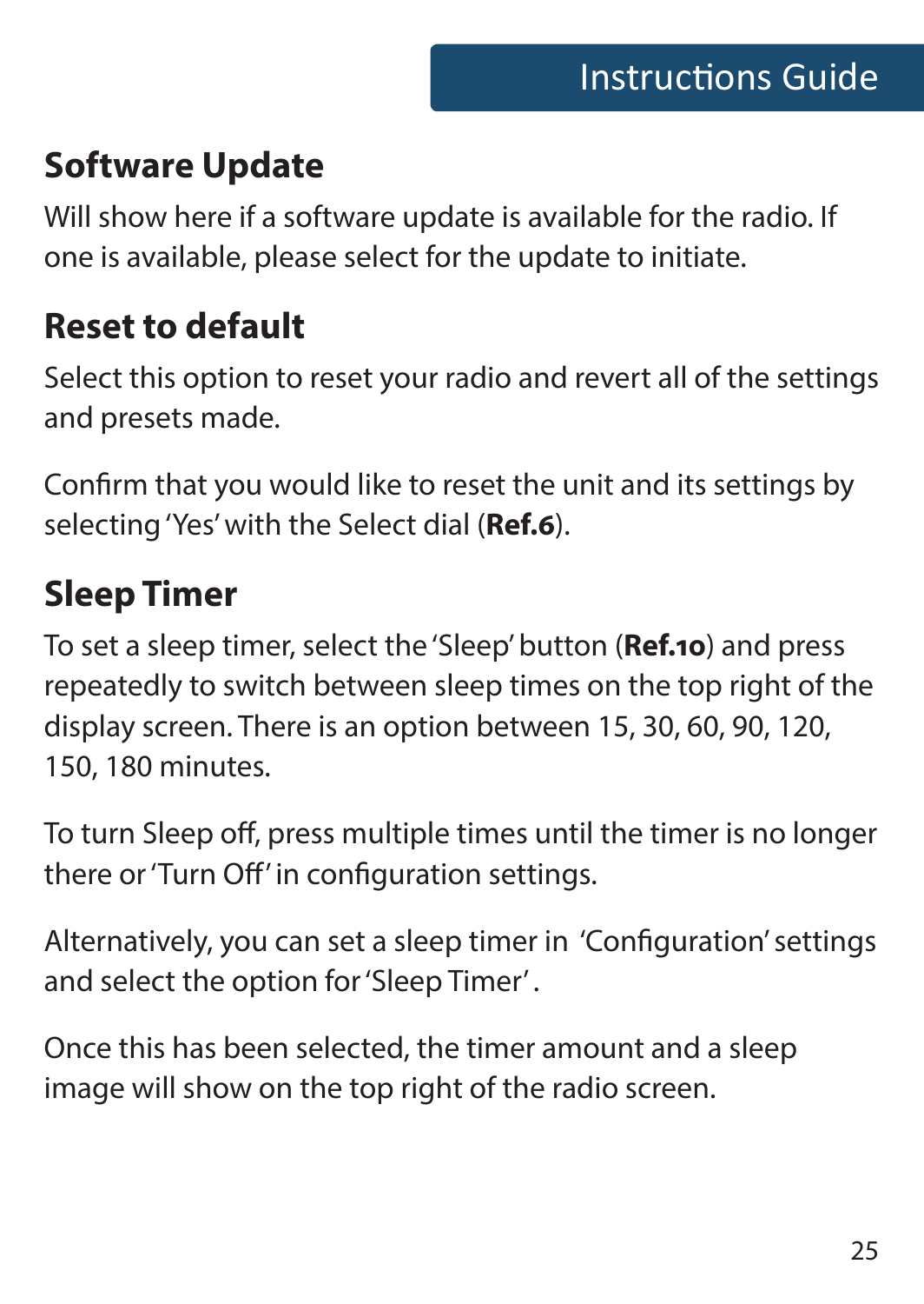## Software Update

Will show here if a software update is available for the radio. If one is available, please select for the update to initiate.

## Reset to default

Select this option to reset your radio and revert all of the settings and presets made.

Confirm that you would like to reset the unit and its settings by selecting 'Yes' with the Select dial (**Ref.6**).

## Sleep Timer

To set a sleep timer, select the 'Sleep' button (**Ref.10**) and press repeatedly to switch between sleep times on the top right of the display screen. There is an option between 15, 30, 60, 90, 120, 150, 180 minutes.

To turn Sleep off, press multiple times until the timer is no longer there or 'Turn Off' in configuration settings.

Alternatively, you can set a sleep timer in 'Configuration' settings and select the option for 'Sleep Timer'.

Once this has been selected, the timer amount and a sleep image will show on the top right of the radio screen.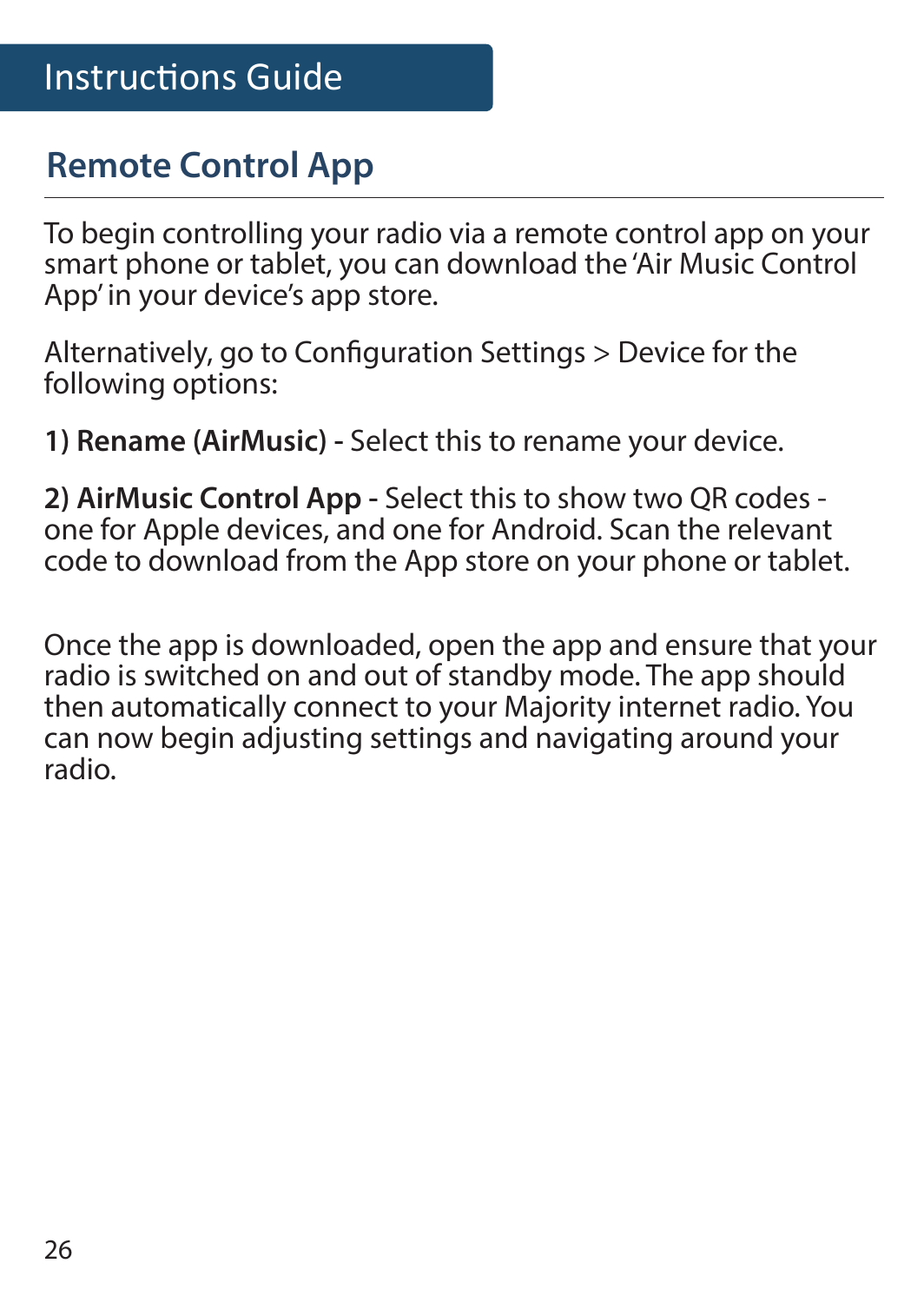## Remote Control App

To begin controlling your radio via a remote control app on your smart phone or tablet, you can download the 'Air Music Control App' in your device's app store.

Alternatively, go to Configuration Settings > Device for the following options:

**1) Rename (AirMusic) -** Select this to rename your device.

**2) AirMusic Control App -** Select this to show two QR codes - one for Apple devices, and one for Android. Scan the relevant code to download from the App store on your phone or tablet.

Once the app is downloaded, open the app and ensure that your radio is switched on and out of standby mode. The app should then automatically connect to your Majority internet radio. You can now begin adjusting settings and navigating around your radio.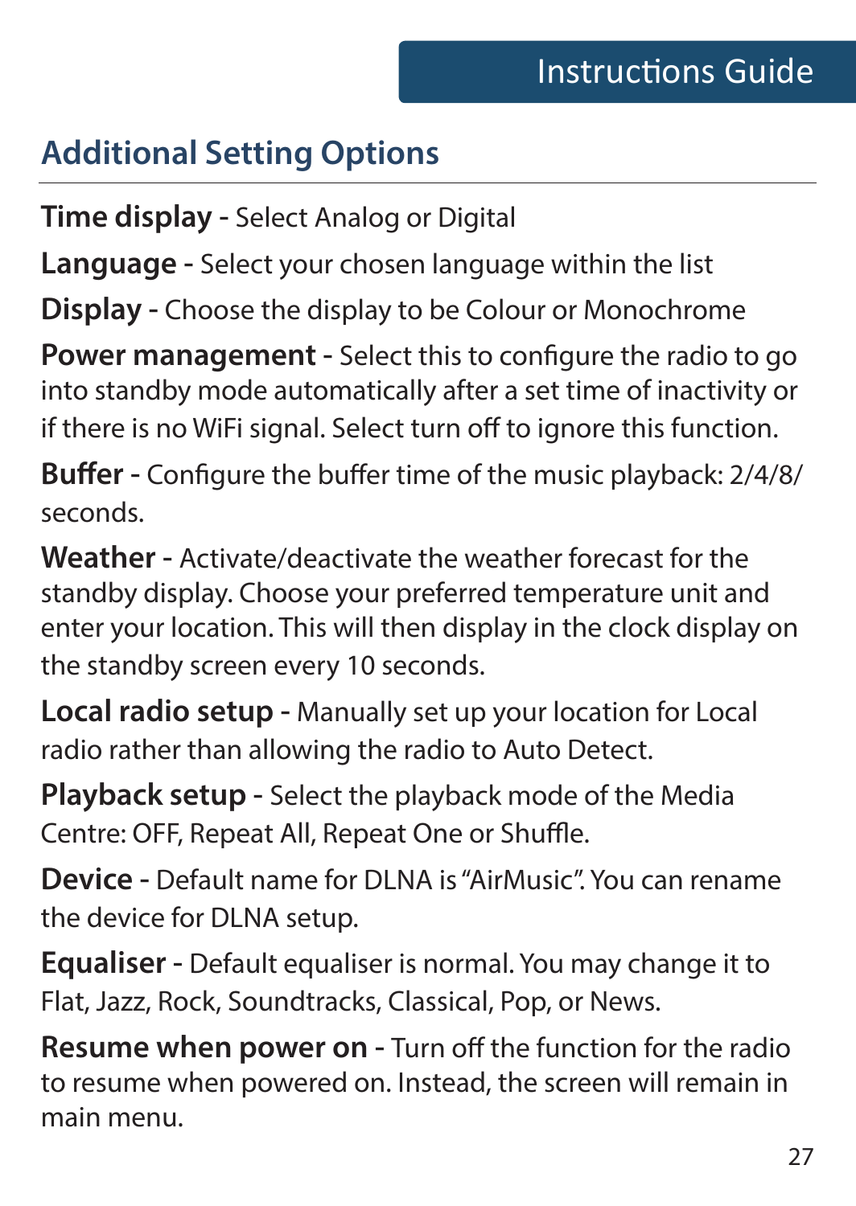## Additional Setting Options

**Time display -** Select Analog or Digital

**Language -** Select your chosen language within the list

**Display -** Choose the display to be Colour or Monochrome

**Power management -** Select this to configure the radio to go into standby mode automatically after a set time of inactivity or if there is no WiFi signal. Select turn off to ignore this function.

**Buffer -** Configure the buffer time of the music playback: 2/4/8/ seconds.

**Weather -** Activate/deactivate the weather forecast for the standby display. Choose your preferred temperature unit and enter your location. This will then display in the clock display on the standby screen every 10 seconds.

**Local radio setup -** Manually set up your location for Local radio rather than allowing the radio to Auto Detect.

**Playback setup -** Select the playback mode of the Media Centre: OFF, Repeat All, Repeat One or Shuffle.

**Device -** Default name for DLNA is "AirMusic". You can rename the device for DLNA setup.

**Equaliser -** Default equaliser is normal. You may change it to Flat, Jazz, Rock, Soundtracks, Classical, Pop, or News.

**Resume when power on -** Turn off the function for the radio to resume when powered on. Instead, the screen will remain in main menu.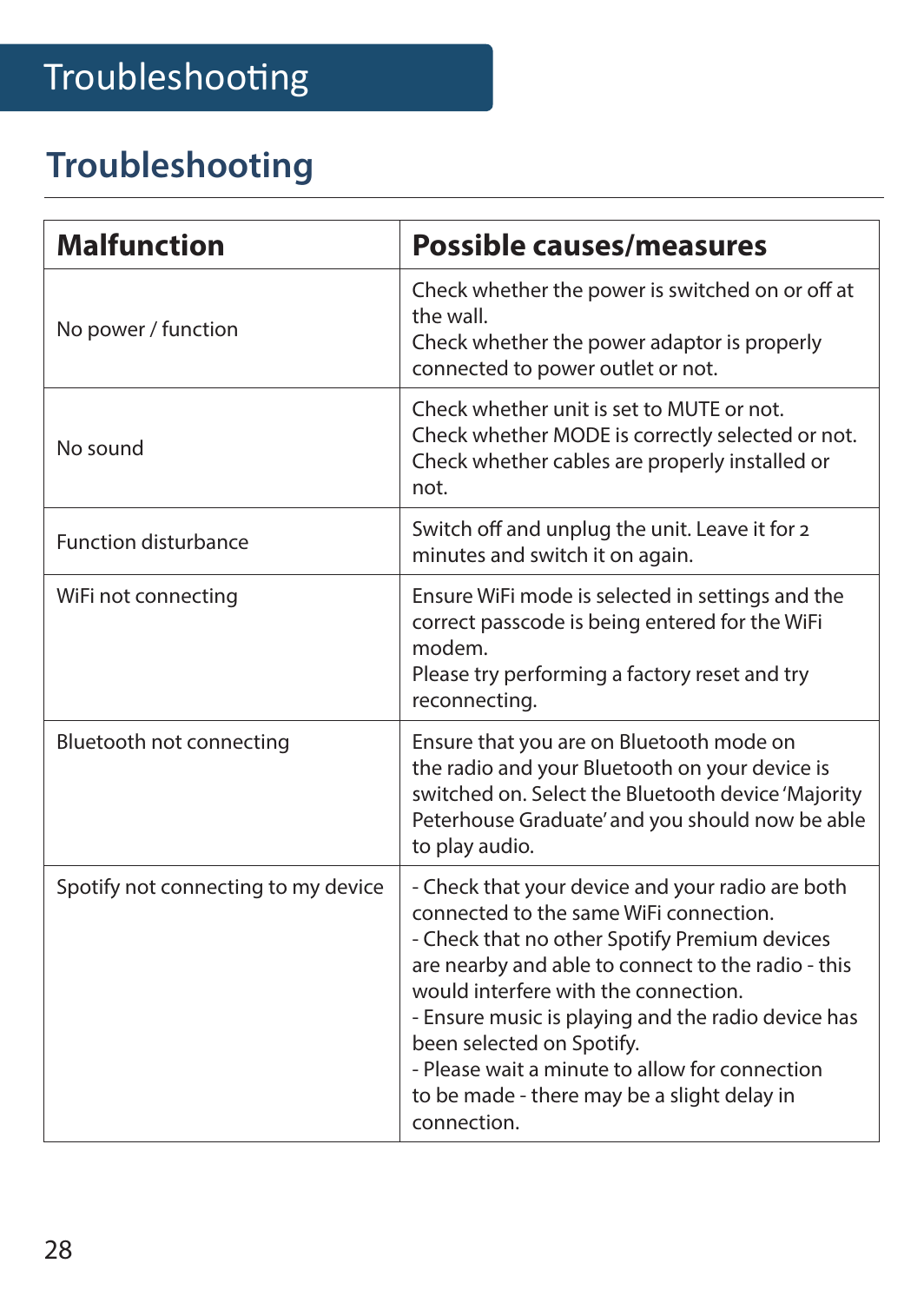# Troubleshooting

## Troubleshooting

| Malfunction | Possible causes/measures |
|---|---|
| No power / function | Check whether the power is switched on or off at the wall.<br>Check whether the power adaptor is properly connected to power outlet or not. |
| No sound | Check whether unit is set to MUTE or not.<br>Check whether MODE is correctly selected or not.<br>Check whether cables are properly installed or not. |
| Function disturbance | Switch off and unplug the unit. Leave it for 2 minutes and switch it on again. |
| WiFi not connecting | Ensure WiFi mode is selected in settings and the correct passcode is being entered for the WiFi modem.<br>Please try performing a factory reset and try reconnecting. |
| Bluetooth not connecting | Ensure that you are on Bluetooth mode on the radio and your Bluetooth on your device is switched on. Select the Bluetooth device 'Majority Peterhouse Graduate' and you should now be able to play audio. |
| Spotify not connecting to my device | - Check that your device and your radio are both connected to the same WiFi connection.<br>- Check that no other Spotify Premium devices are nearby and able to connect to the radio - this would interfere with the connection.<br>- Ensure music is playing and the radio device has been selected on Spotify.<br>- Please wait a minute to allow for connection to be made - there may be a slight delay in connection. |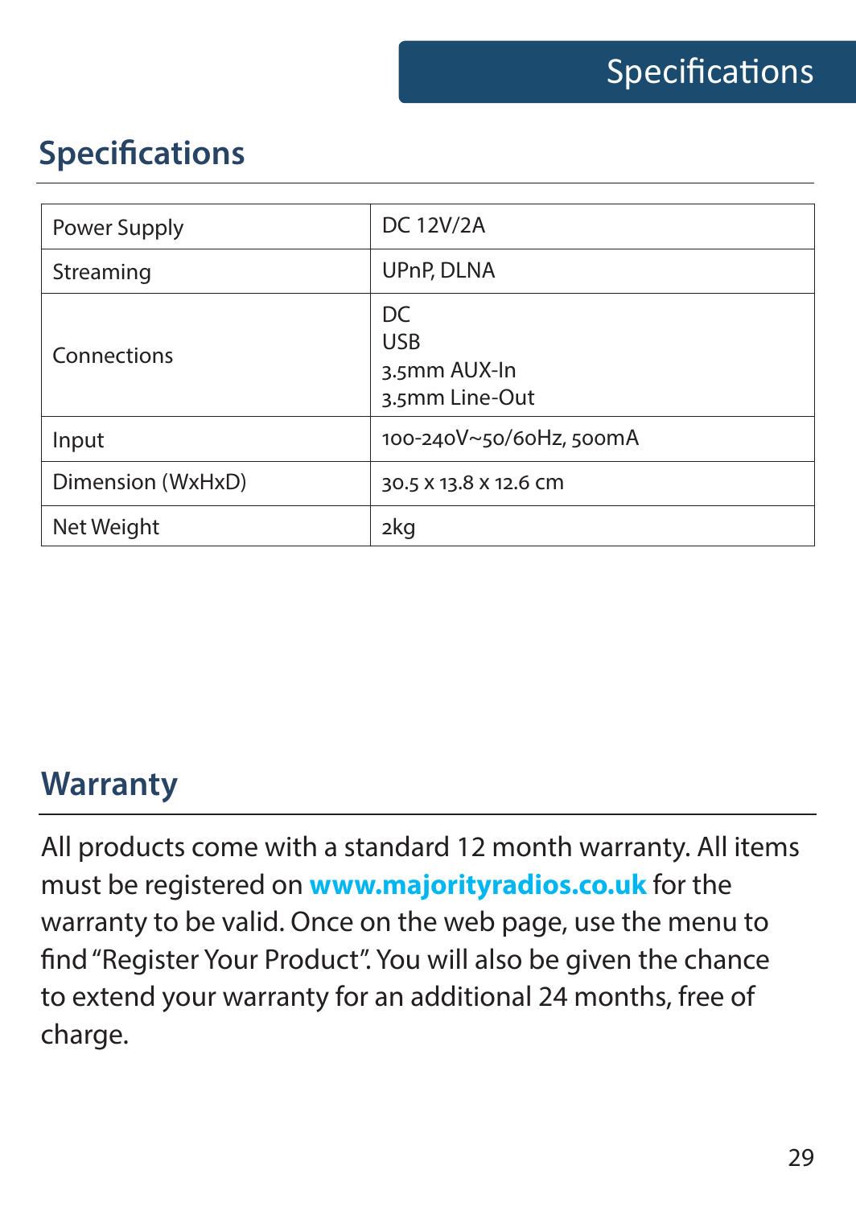## Specifications

| | |
|---|---|
| Power Supply | DC 12V/2A |
| Streaming | UPnP, DLNA |
| Connections | DC<br>USB<br>3.5mm AUX-In<br>3.5mm Line-Out |
| Input | 100-240V~50/60Hz, 500mA |
| Dimension (WxHxD) | 30.5 x 13.8 x 12.6 cm |
| Net Weight | 2kg |

## Warranty

All products come with a standard 12 month warranty. All items must be registered on **www.majorityradios.co.uk** for the warranty to be valid. Once on the web page, use the menu to find "Register Your Product". You will also be given the chance to extend your warranty for an additional 24 months, free of charge.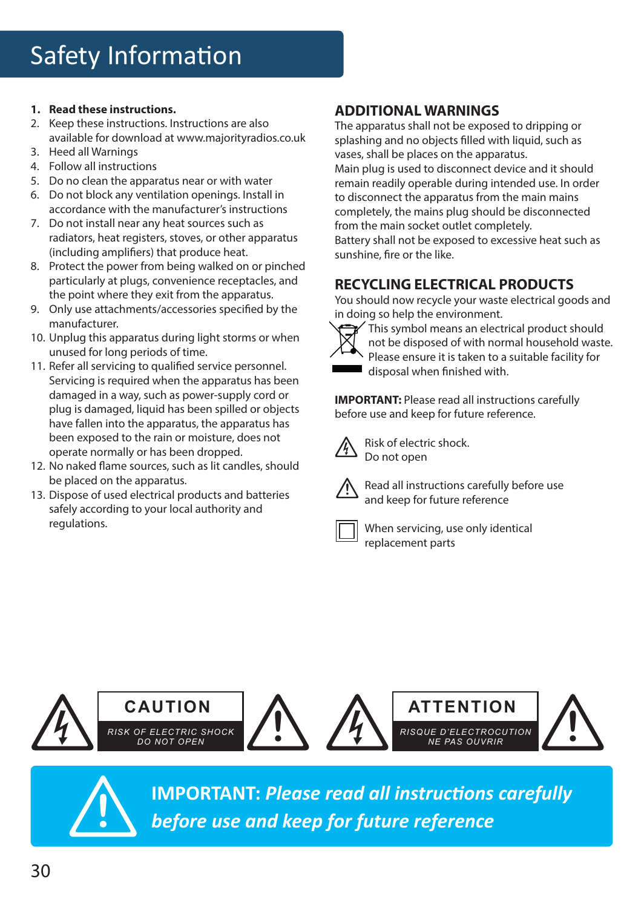# Safety Information

1. **Read these instructions.**
2. Keep these instructions. Instructions are also available for download at www.majorityradios.co.uk
3. Heed all Warnings
4. Follow all instructions
5. Do no clean the apparatus near or with water
6. Do not block any ventilation openings. Install in accordance with the manufacturer's instructions
7. Do not install near any heat sources such as radiators, heat registers, stoves, or other apparatus (including amplifiers) that produce heat.
8. Protect the power from being walked on or pinched particularly at plugs, convenience receptacles, and the point where they exit from the apparatus.
9. Only use attachments/accessories specified by the manufacturer.
10. Unplug this apparatus during light storms or when unused for long periods of time.
11. Refer all servicing to qualified service personnel. Servicing is required when the apparatus has been damaged in a way, such as power-supply cord or plug is damaged, liquid has been spilled or objects have fallen into the apparatus, the apparatus has been exposed to the rain or moisture, does not operate normally or has been dropped.
12. No naked flame sources, such as lit candles, should be placed on the apparatus.
13. Dispose of used electrical products and batteries safely according to your local authority and regulations.

## ADDITIONAL WARNINGS

The apparatus shall not be exposed to dripping or splashing and no objects filled with liquid, such as vases, shall be places on the apparatus.
Main plug is used to disconnect device and it should remain readily operable during intended use. In order to disconnect the apparatus from the main mains completely, the mains plug should be disconnected from the main socket outlet completely.
Battery shall not be exposed to excessive heat such as sunshine, fire or the like.

## RECYCLING ELECTRICAL PRODUCTS

You should now recycle your waste electrical goods and in doing so help the environment.
This symbol means an electrical product should not be disposed of with normal household waste. Please ensure it is taken to a suitable facility for disposal when finished with.

**IMPORTANT:** Please read all instructions carefully before use and keep for future reference.

Risk of electric shock.
Do not open

Read all instructions carefully before use and keep for future reference

When servicing, use only identical replacement parts

**CAUTION**
RISK OF ELECTRIC SHOCK
DO NOT OPEN

**ATTENTION**
RISQUE D'ELECTROCUTION
NE PAS OUVRIR

**IMPORTANT:** ***Please read all instructions carefully before use and keep for future reference***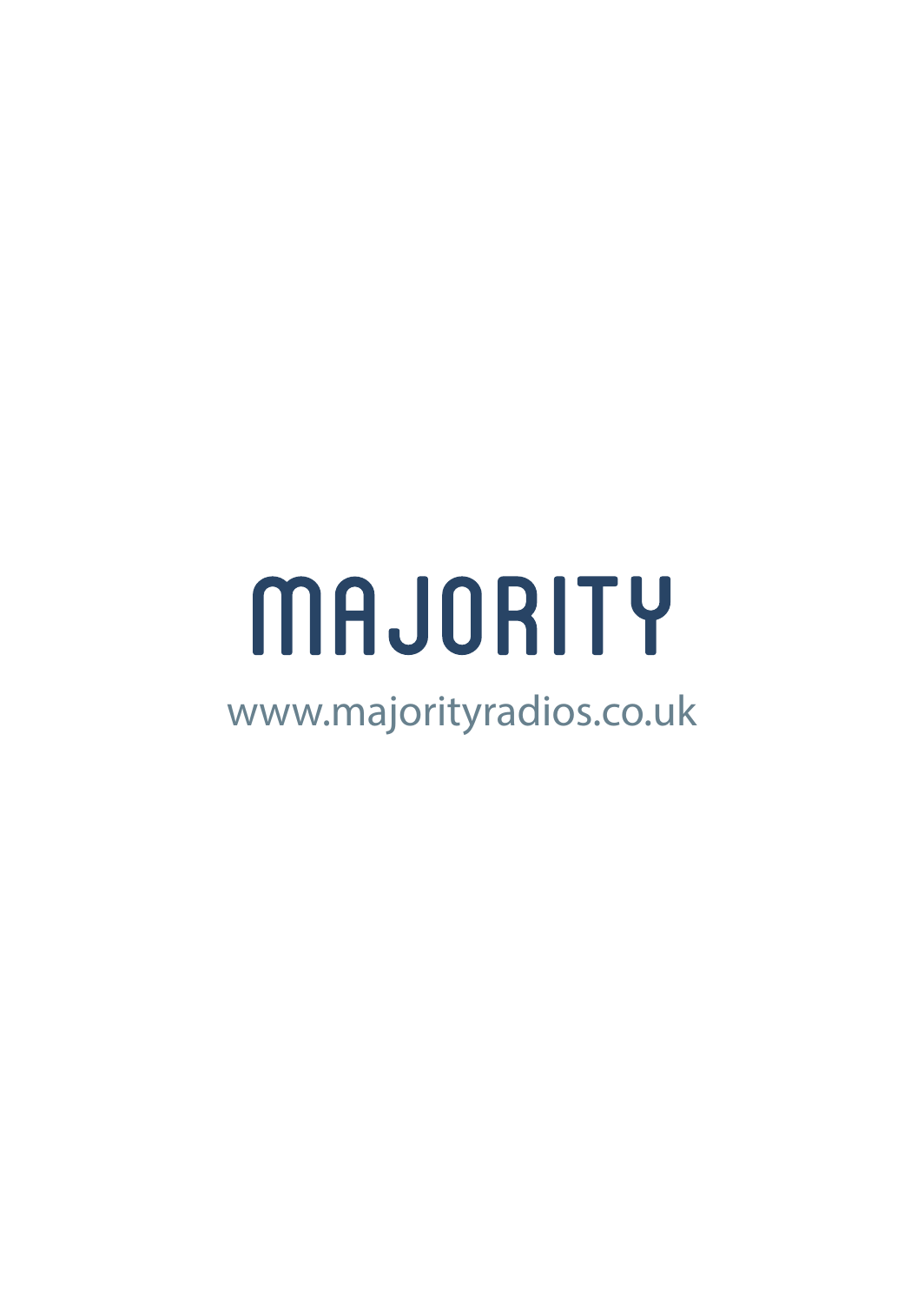MAJORITY

www.majorityradios.co.uk